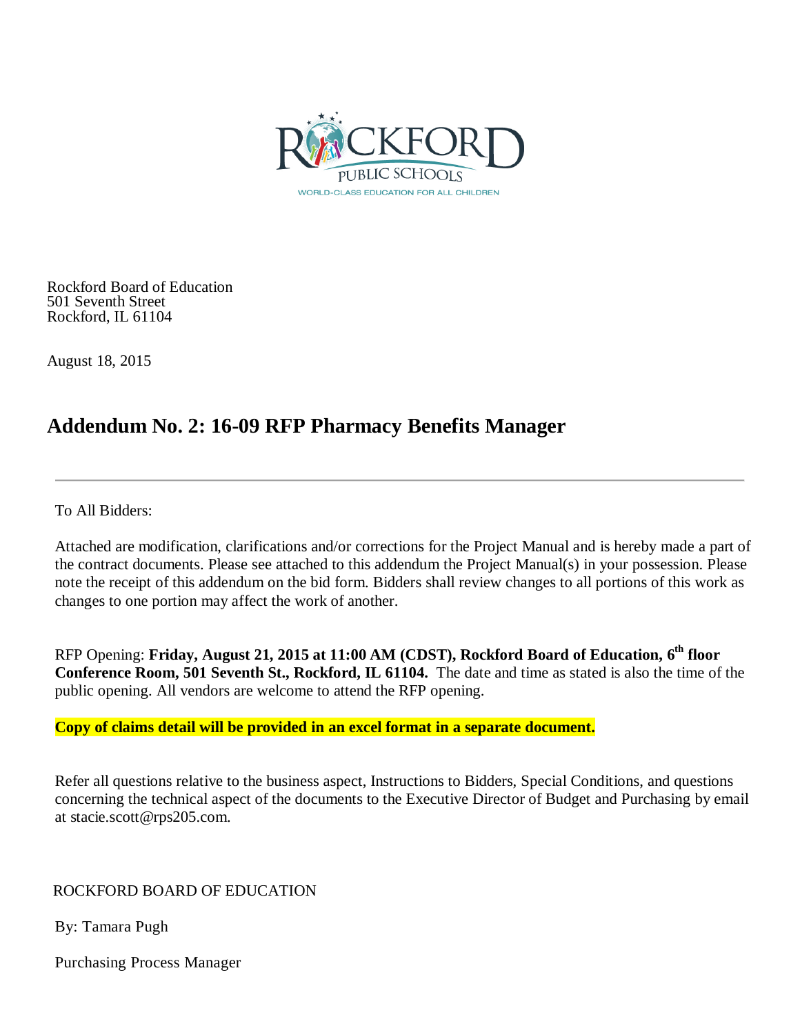Rockford Board of Education
501 Seventh Street
Rockford, IL 61104

August 18, 2015

# Addendum No. 2: 16-09 RFP Pharmacy Benefits Manager

---

To All Bidders:

Attached are modification, clarifications and/or corrections for the Project Manual and is hereby made a part of the contract documents. Please see attached to this addendum the Project Manual(s) in your possession. Please note the receipt of this addendum on the bid form. Bidders shall review changes to all portions of this work as changes to one portion may affect the work of another.

RFP Opening: **Friday, August 21, 2015 at 11:00 AM (CDST), Rockford Board of Education, 6th floor Conference Room, 501 Seventh St., Rockford, IL 61104.** The date and time as stated is also the time of the public opening. All vendors are welcome to attend the RFP opening.

**Copy of claims detail will be provided in an excel format in a separate document.**

Refer all questions relative to the business aspect, Instructions to Bidders, Special Conditions, and questions concerning the technical aspect of the documents to the Executive Director of Budget and Purchasing by email at stacie.scott@rps205.com.

ROCKFORD BOARD OF EDUCATION

By: Tamara Pugh

Purchasing Process Manager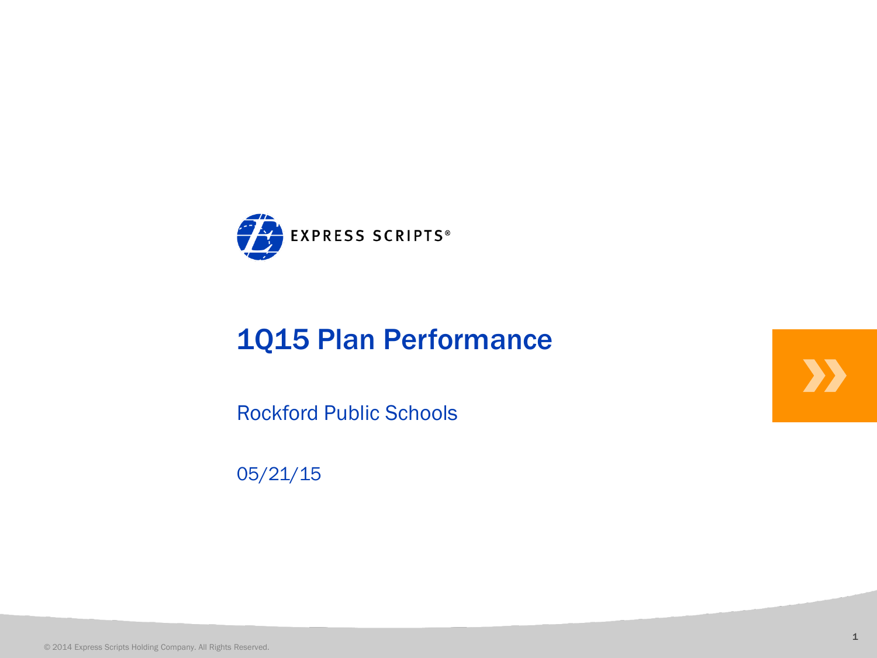EXPRESS SCRIPTS®

# 1Q15 Plan Performance

Rockford Public Schools

05/21/15

© 2014 Express Scripts Holding Company. All Rights Reserved.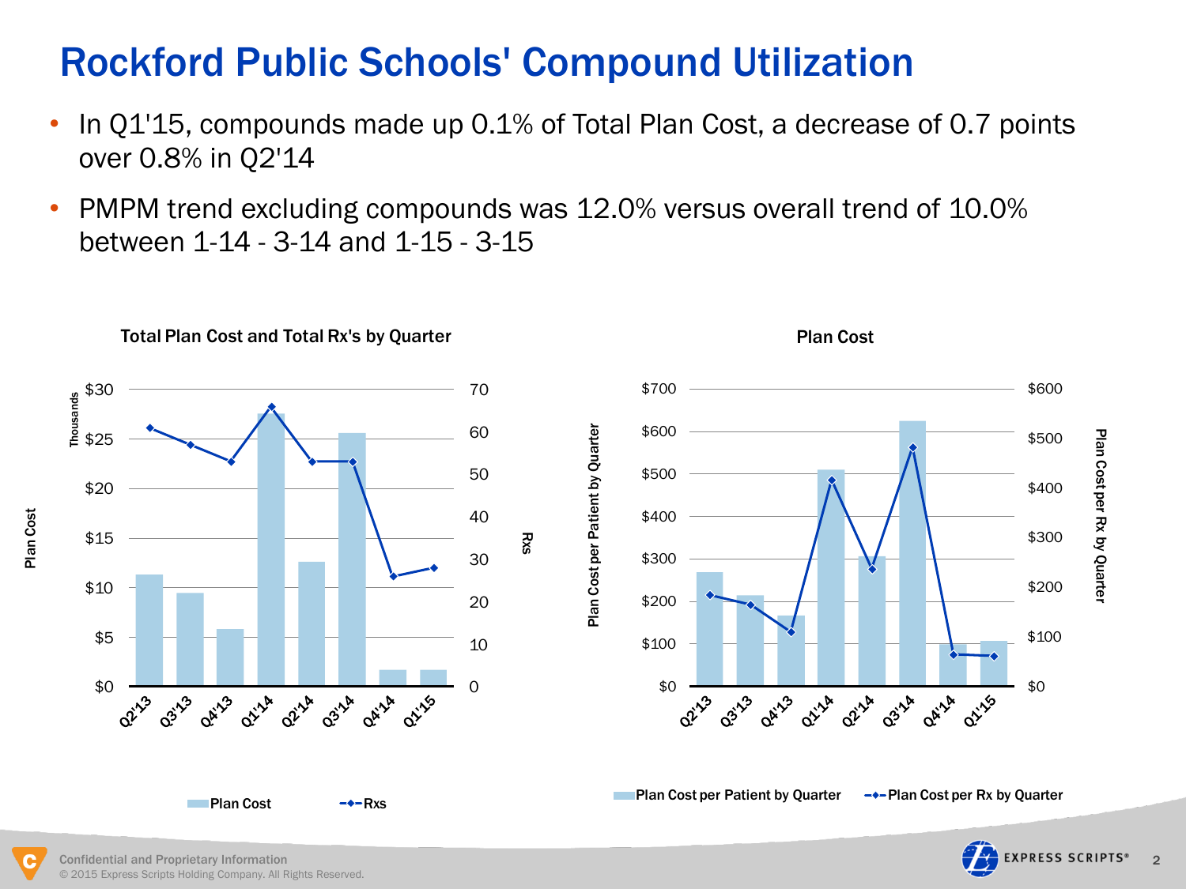# Rockford Public Schools' Compound Utilization

- In Q1'15, compounds made up 0.1% of Total Plan Cost, a decrease of 0.7 points over 0.8% in Q2'14
- PMPM trend excluding compounds was 12.0% versus overall trend of 10.0% between 1-14 - 3-14 and 1-15 - 3-15

**Total Plan Cost and Total Rx's by Quarter**

Plan Cost (Thousands): $0, $5, $10, $15, $20, $25, $30

Rxs: 0, 10, 20, 30, 40, 50, 60, 70

Q2'13, Q3'13, Q4'13, Q1'14, Q2'14, Q3'14, Q4'14, Q1'15

Plan Cost | Rxs

**Plan Cost**

Plan Cost per Patient by Quarter: $0, $100, $200, $300, $400, $500, $600, $700

Plan Cost per Rx by Quarter: $0, $100, $200, $300, $400, $500, $600

Q2'13, Q3'13, Q4'13, Q1'14, Q2'14, Q3'14, Q4'14, Q1'15

Plan Cost per Patient by Quarter | Plan Cost per Rx by Quarter

Confidential and Proprietary Information

© 2015 Express Scripts Holding Company. All Rights Reserved.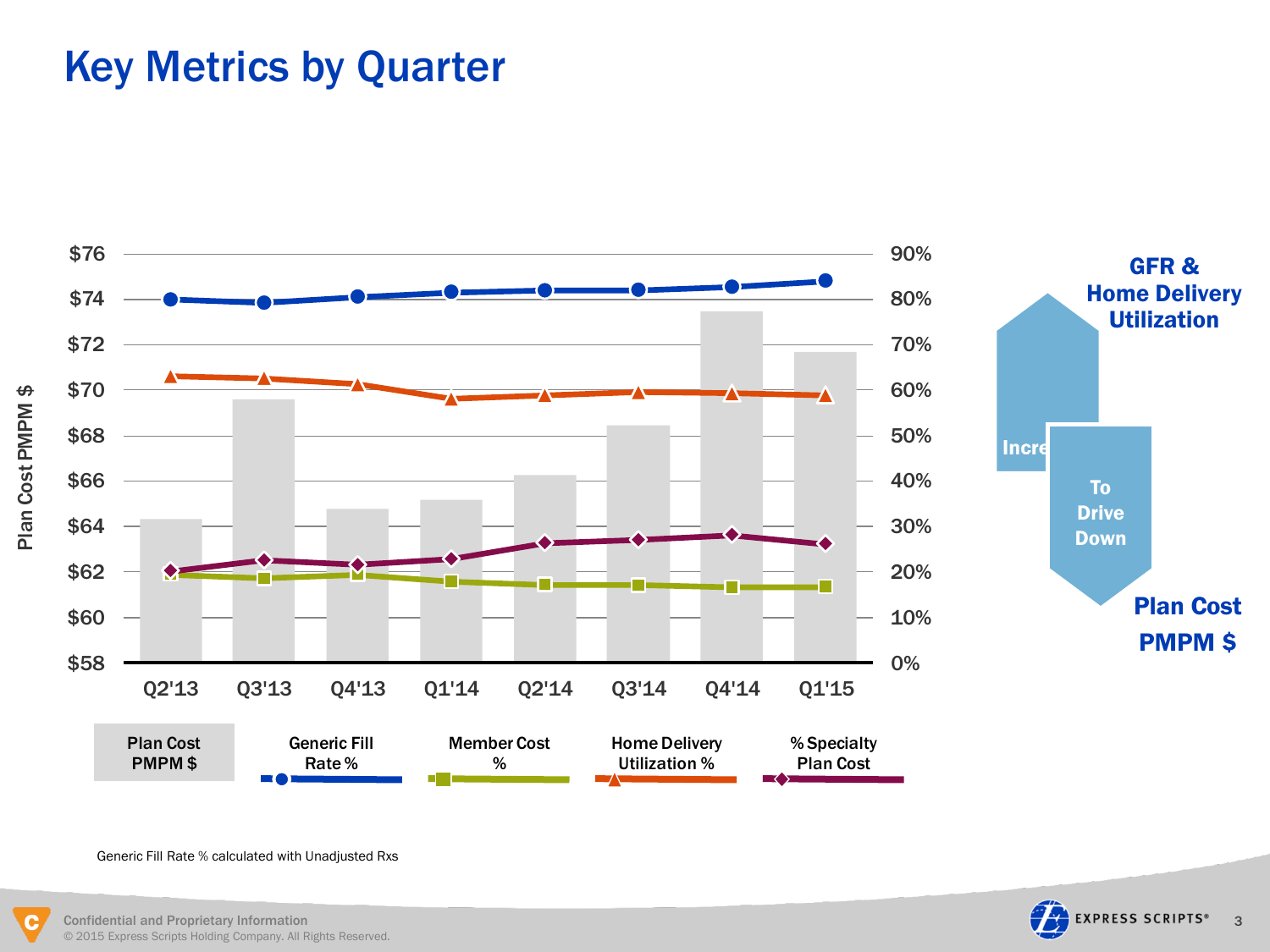# Key Metrics by Quarter

Plan Cost PMPM $

$76 · $74 · $72 · $70 · $68 · $66 · $64 · $62 · $60 · $58

90% · 80% · 70% · 60% · 50% · 40% · 30% · 20% · 10% · 0%

Q2'13 · Q3'13 · Q4'13 · Q1'14 · Q2'14 · Q3'14 · Q4'14 · Q1'15

Plan Cost PMPM $ · Generic Fill Rate % · Member Cost % · Home Delivery Utilization % · % Specialty Plan Cost

**GFR & Home Delivery Utilization**

**Incre**

**To Drive Down**

**Plan Cost PMPM $**

Generic Fill Rate % calculated with Unadjusted Rxs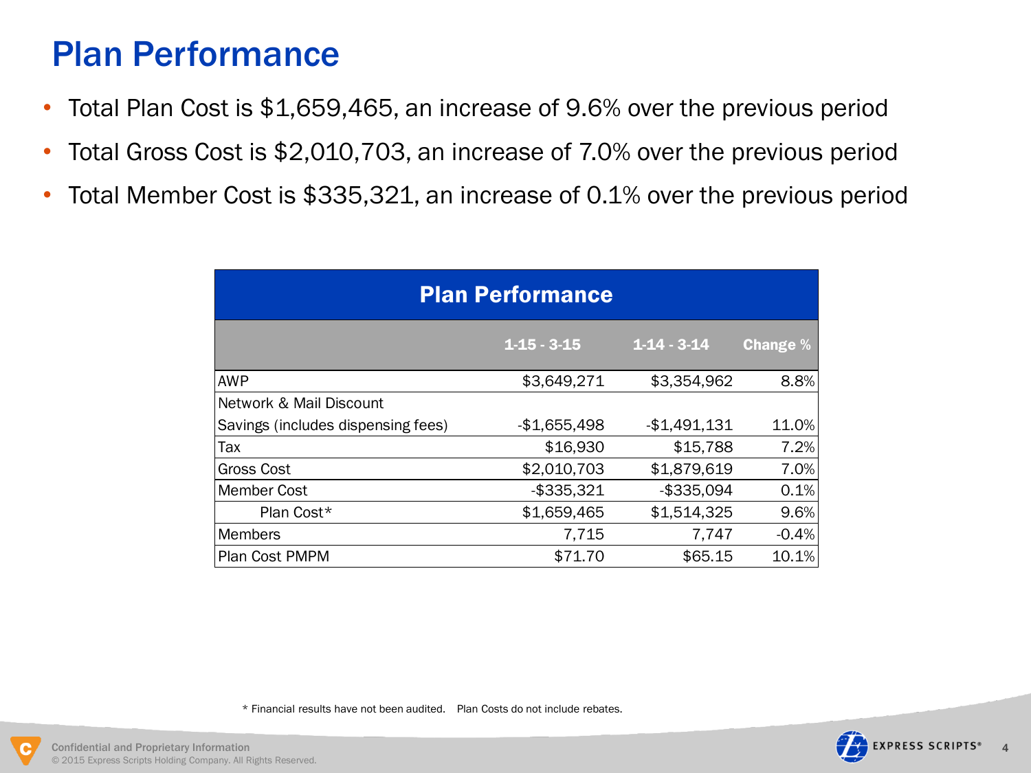# Plan Performance

- Total Plan Cost is $1,659,465, an increase of 9.6% over the previous period
- Total Gross Cost is $2,010,703, an increase of 7.0% over the previous period
- Total Member Cost is $335,321, an increase of 0.1% over the previous period

| Plan Performance | 1-15 - 3-15 | 1-14 - 3-14 | Change % |
|---|---|---|---|
| AWP | $3,649,271 | $3,354,962 | 8.8% |
| Network & Mail Discount Savings (includes dispensing fees) | -$1,655,498 | -$1,491,131 | 11.0% |
| Tax | $16,930 | $15,788 | 7.2% |
| Gross Cost | $2,010,703 | $1,879,619 | 7.0% |
| Member Cost | -$335,321 | -$335,094 | 0.1% |
| Plan Cost* | $1,659,465 | $1,514,325 | 9.6% |
| Members | 7,715 | 7,747 | -0.4% |
| Plan Cost PMPM | $71.70 | $65.15 | 10.1% |

* Financial results have not been audited. Plan Costs do not include rebates.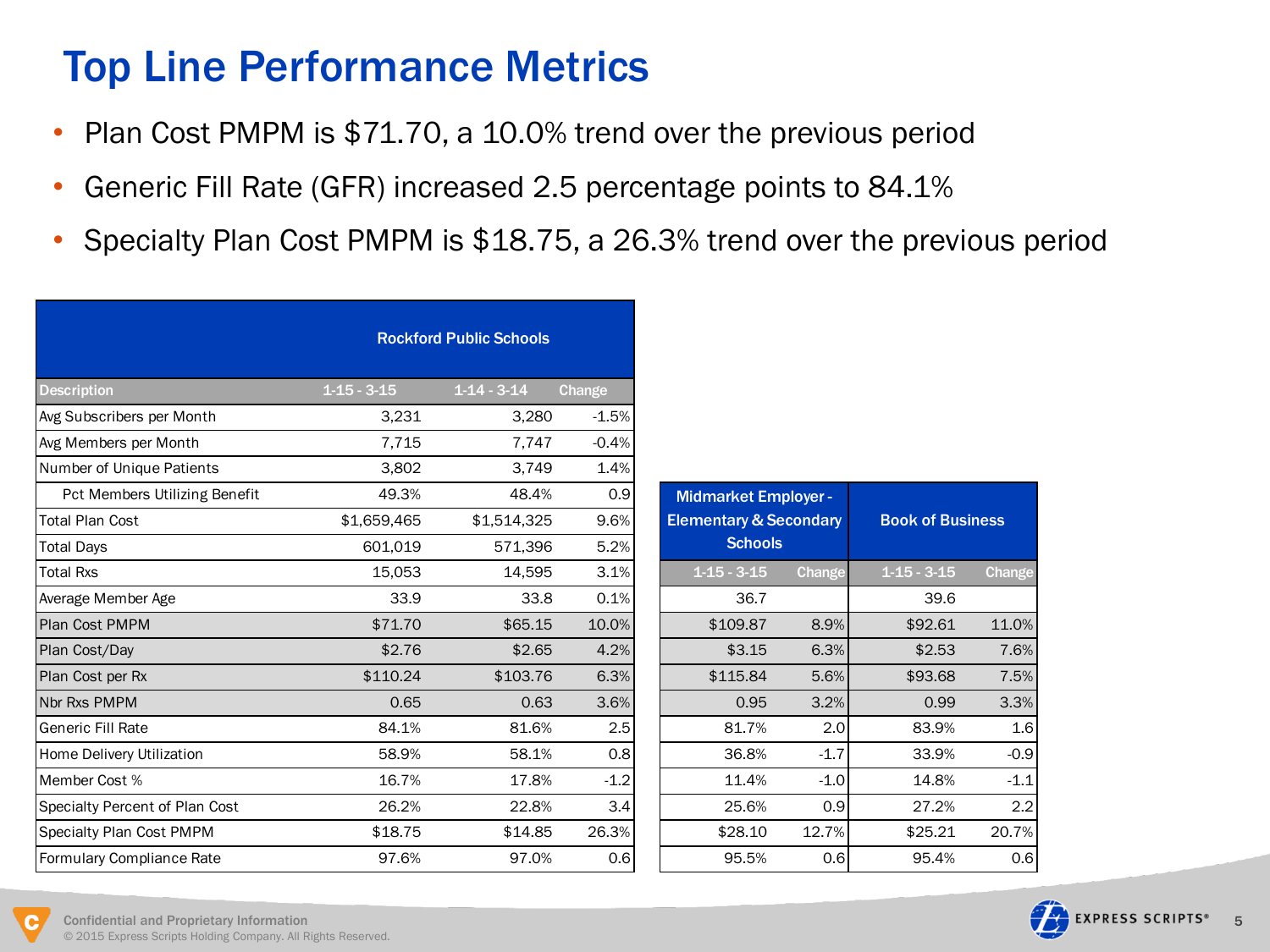# Top Line Performance Metrics

- Plan Cost PMPM is $71.70, a 10.0% trend over the previous period
- Generic Fill Rate (GFR) increased 2.5 percentage points to 84.1%
- Specialty Plan Cost PMPM is $18.75, a 26.3% trend over the previous period

| | Rockford Public Schools | | | Midmarket Employer - Elementary & Secondary Schools | | Book of Business | |
|---|---|---|---|---|---|---|---|
| Description | 1-15 - 3-15 | 1-14 - 3-14 | Change | 1-15 - 3-15 | Change | 1-15 - 3-15 | Change |
| Avg Subscribers per Month | 3,231 | 3,280 | -1.5% | | | | |
| Avg Members per Month | 7,715 | 7,747 | -0.4% | | | | |
| Number of Unique Patients | 3,802 | 3,749 | 1.4% | | | | |
| Pct Members Utilizing Benefit | 49.3% | 48.4% | 0.9 | | | | |
| Total Plan Cost | $1,659,465 | $1,514,325 | 9.6% | | | | |
| Total Days | 601,019 | 571,396 | 5.2% | | | | |
| Total Rxs | 15,053 | 14,595 | 3.1% | | | | |
| Average Member Age | 33.9 | 33.8 | 0.1% | 36.7 | | 39.6 | |
| Plan Cost PMPM | $71.70 | $65.15 | 10.0% | $109.87 | 8.9% | $92.61 | 11.0% |
| Plan Cost/Day | $2.76 | $2.65 | 4.2% | $3.15 | 6.3% | $2.53 | 7.6% |
| Plan Cost per Rx | $110.24 | $103.76 | 6.3% | $115.84 | 5.6% | $93.68 | 7.5% |
| Nbr Rxs PMPM | 0.65 | 0.63 | 3.6% | 0.95 | 3.2% | 0.99 | 3.3% |
| Generic Fill Rate | 84.1% | 81.6% | 2.5 | 81.7% | 2.0 | 83.9% | 1.6 |
| Home Delivery Utilization | 58.9% | 58.1% | 0.8 | 36.8% | -1.7 | 33.9% | -0.9 |
| Member Cost % | 16.7% | 17.8% | -1.2 | 11.4% | -1.0 | 14.8% | -1.1 |
| Specialty Percent of Plan Cost | 26.2% | 22.8% | 3.4 | 25.6% | 0.9 | 27.2% | 2.2 |
| Specialty Plan Cost PMPM | $18.75 | $14.85 | 26.3% | $28.10 | 12.7% | $25.21 | 20.7% |
| Formulary Compliance Rate | 97.6% | 97.0% | 0.6 | 95.5% | 0.6 | 95.4% | 0.6 |

Confidential and Proprietary Information
© 2015 Express Scripts Holding Company. All Rights Reserved.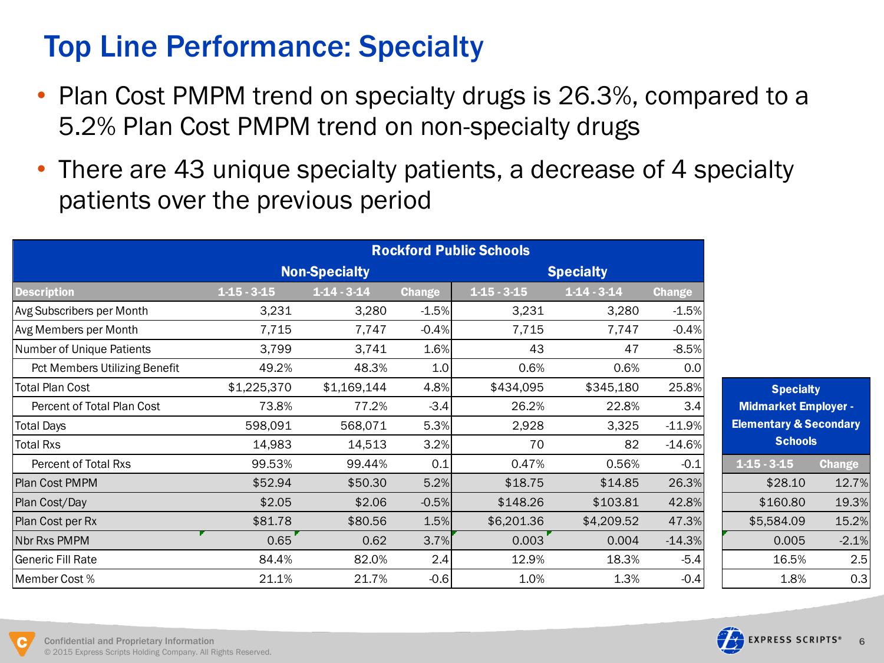# Top Line Performance: Specialty

- Plan Cost PMPM trend on specialty drugs is 26.3%, compared to a 5.2% Plan Cost PMPM trend on non-specialty drugs
- There are 43 unique specialty patients, a decrease of 4 specialty patients over the previous period

| Rockford Public Schools | | | | | | |
|---|---|---|---|---|---|---|
| | Non-Specialty | | | Specialty | | |
| Description | 1-15 - 3-15 | 1-14 - 3-14 | Change | 1-15 - 3-15 | 1-14 - 3-14 | Change |
| Avg Subscribers per Month | 3,231 | 3,280 | -1.5% | 3,231 | 3,280 | -1.5% |
| Avg Members per Month | 7,715 | 7,747 | -0.4% | 7,715 | 7,747 | -0.4% |
| Number of Unique Patients | 3,799 | 3,741 | 1.6% | 43 | 47 | -8.5% |
| Pct Members Utilizing Benefit | 49.2% | 48.3% | 1.0 | 0.6% | 0.6% | 0.0 |
| Total Plan Cost | $1,225,370 | $1,169,144 | 4.8% | $434,095 | $345,180 | 25.8% |
| Percent of Total Plan Cost | 73.8% | 77.2% | -3.4 | 26.2% | 22.8% | 3.4 |
| Total Days | 598,091 | 568,071 | 5.3% | 2,928 | 3,325 | -11.9% |
| Total Rxs | 14,983 | 14,513 | 3.2% | 70 | 82 | -14.6% |
| Percent of Total Rxs | 99.53% | 99.44% | 0.1 | 0.47% | 0.56% | -0.1 |
| Plan Cost PMPM | $52.94 | $50.30 | 5.2% | $18.75 | $14.85 | 26.3% |
| Plan Cost/Day | $2.05 | $2.06 | -0.5% | $148.26 | $103.81 | 42.8% |
| Plan Cost per Rx | $81.78 | $80.56 | 1.5% | $6,201.36 | $4,209.52 | 47.3% |
| Nbr Rxs PMPM | 0.65 | 0.62 | 3.7% | 0.003 | 0.004 | -14.3% |
| Generic Fill Rate | 84.4% | 82.0% | 2.4 | 12.9% | 18.3% | -5.4 |
| Member Cost % | 21.1% | 21.7% | -0.6 | 1.0% | 1.3% | -0.4 |

| Specialty Midmarket Employer - Elementary & Secondary Schools | |
|---|---|
| 1-15 - 3-15 | Change |
| $28.10 | 12.7% |
| $160.80 | 19.3% |
| $5,584.09 | 15.2% |
| 0.005 | -2.1% |
| 16.5% | 2.5 |
| 1.8% | 0.3 |

Confidential and Proprietary Information
© 2015 Express Scripts Holding Company. All Rights Reserved.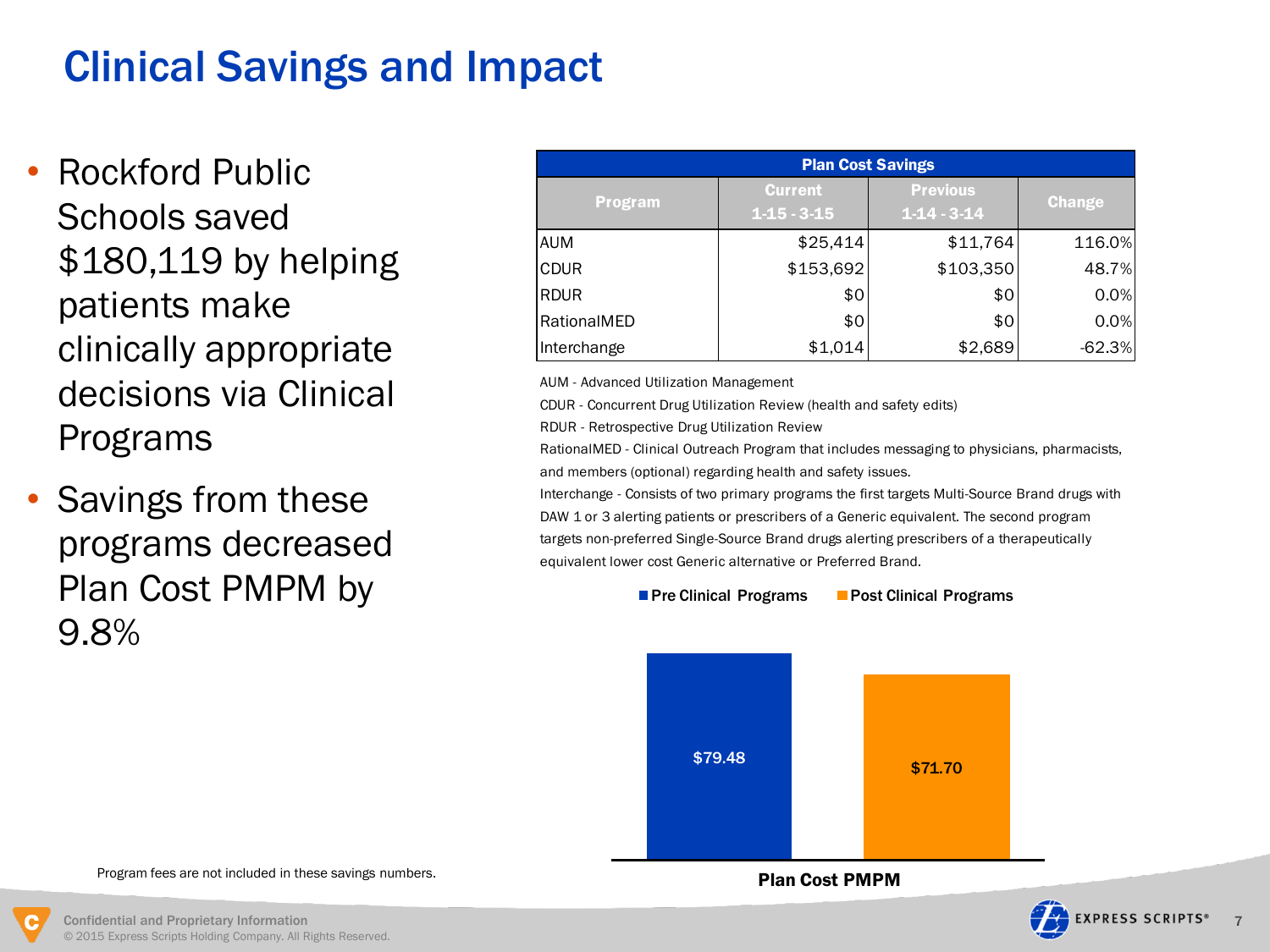# Clinical Savings and Impact

- Rockford Public Schools saved $180,119 by helping patients make clinically appropriate decisions via Clinical Programs
- Savings from these programs decreased Plan Cost PMPM by 9.8%

| Plan Cost Savings | | | |
|---|---|---|---|
| **Program** | **Current 1-15 - 3-15** | **Previous 1-14 - 3-14** | **Change** |
| AUM | $25,414 | $11,764 | 116.0% |
| CDUR | $153,692 | $103,350 | 48.7% |
| RDUR | $0 | $0 | 0.0% |
| RationalMED | $0 | $0 | 0.0% |
| Interchange | $1,014 | $2,689 | -62.3% |

AUM - Advanced Utilization Management

CDUR - Concurrent Drug Utilization Review (health and safety edits)

RDUR - Retrospective Drug Utilization Review

RationalMED - Clinical Outreach Program that includes messaging to physicians, pharmacists, and members (optional) regarding health and safety issues.

Interchange - Consists of two primary programs the first targets Multi-Source Brand drugs with DAW 1 or 3 alerting patients or prescribers of a Generic equivalent. The second program targets non-preferred Single-Source Brand drugs alerting prescribers of a therapeutically equivalent lower cost Generic alternative or Preferred Brand.

**Plan Cost PMPM**

| | Plan Cost PMPM |
|---|---|
| Pre Clinical Programs | $79.48 |
| Post Clinical Programs | $71.70 |

Program fees are not included in these savings numbers.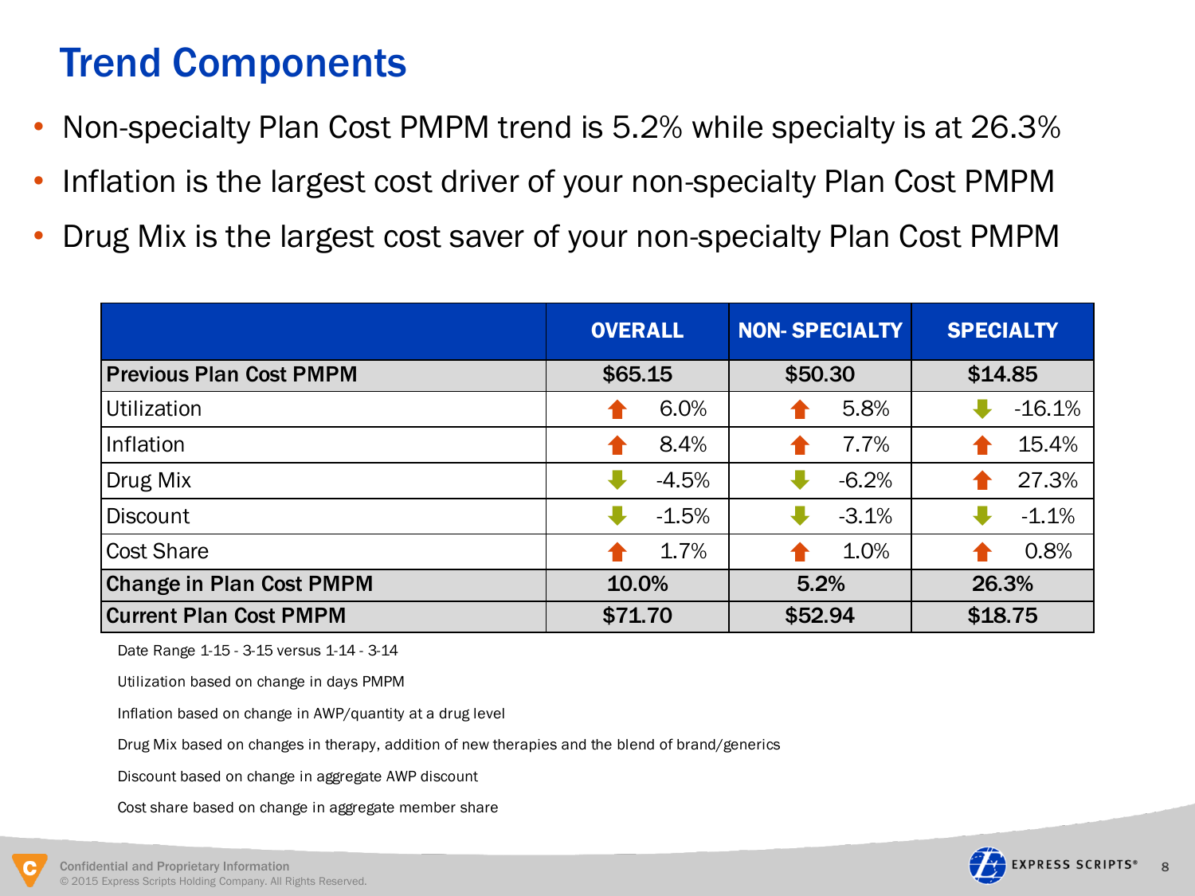# Trend Components

- Non-specialty Plan Cost PMPM trend is 5.2% while specialty is at 26.3%
- Inflation is the largest cost driver of your non-specialty Plan Cost PMPM
- Drug Mix is the largest cost saver of your non-specialty Plan Cost PMPM

| | OVERALL | NON- SPECIALTY | SPECIALTY |
|---|---|---|---|
| **Previous Plan Cost PMPM** | **$65.15** | **$50.30** | **$14.85** |
| Utilization | ↑ 6.0% | ↑ 5.8% | ↓ -16.1% |
| Inflation | ↑ 8.4% | ↑ 7.7% | ↑ 15.4% |
| Drug Mix | ↓ -4.5% | ↓ -6.2% | ↑ 27.3% |
| Discount | ↓ -1.5% | ↓ -3.1% | ↓ -1.1% |
| Cost Share | ↑ 1.7% | ↑ 1.0% | ↑ 0.8% |
| **Change in Plan Cost PMPM** | **10.0%** | **5.2%** | **26.3%** |
| **Current Plan Cost PMPM** | **$71.70** | **$52.94** | **$18.75** |

Date Range 1-15 - 3-15 versus 1-14 - 3-14

Utilization based on change in days PMPM

Inflation based on change in AWP/quantity at a drug level

Drug Mix based on changes in therapy, addition of new therapies and the blend of brand/generics

Discount based on change in aggregate AWP discount

Cost share based on change in aggregate member share

Confidential and Proprietary Information
© 2015 Express Scripts Holding Company. All Rights Reserved.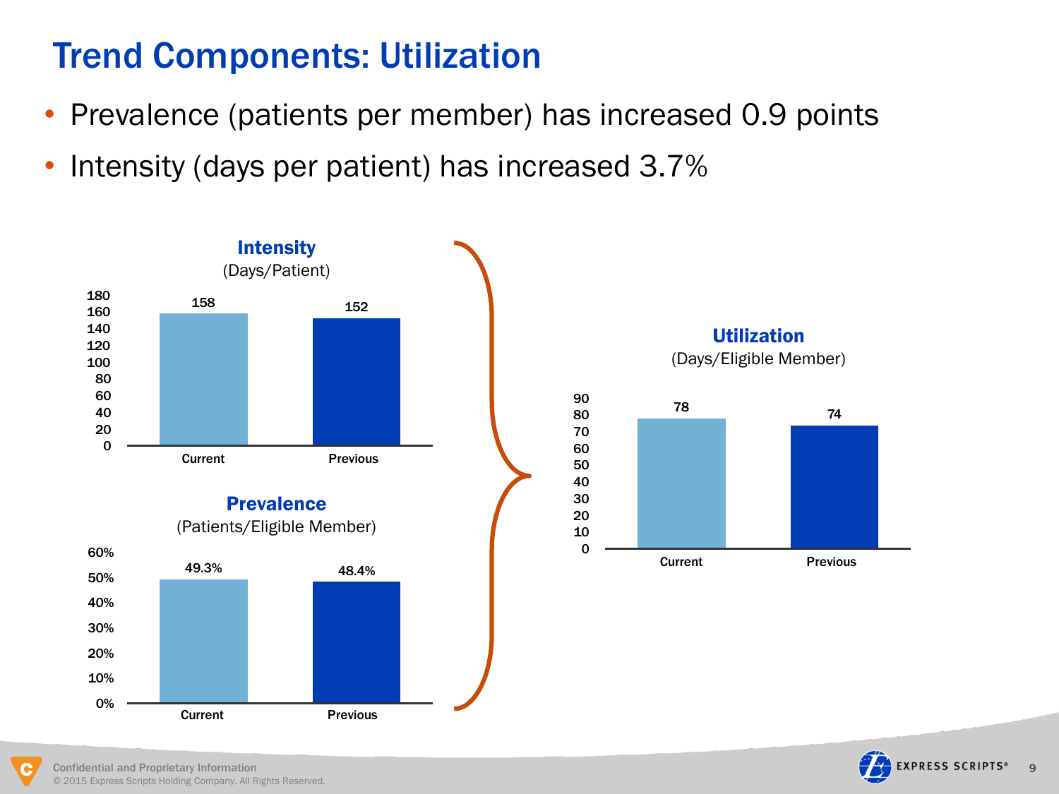# Trend Components: Utilization

- Prevalence (patients per member) has increased 0.9 points
- Intensity (days per patient) has increased 3.7%

**Intensity**
(Days/Patient)

| | Current | Previous |
|---|---|---|
| Days/Patient | 158 | 152 |

**Prevalence**
(Patients/Eligible Member)

| | Current | Previous |
|---|---|---|
| Patients/Eligible Member | 49.3% | 48.4% |

**Utilization**
(Days/Eligible Member)

| | Current | Previous |
|---|---|---|
| Days/Eligible Member | 78 | 74 |

Confidential and Proprietary Information
© 2015 Express Scripts Holding Company. All Rights Reserved.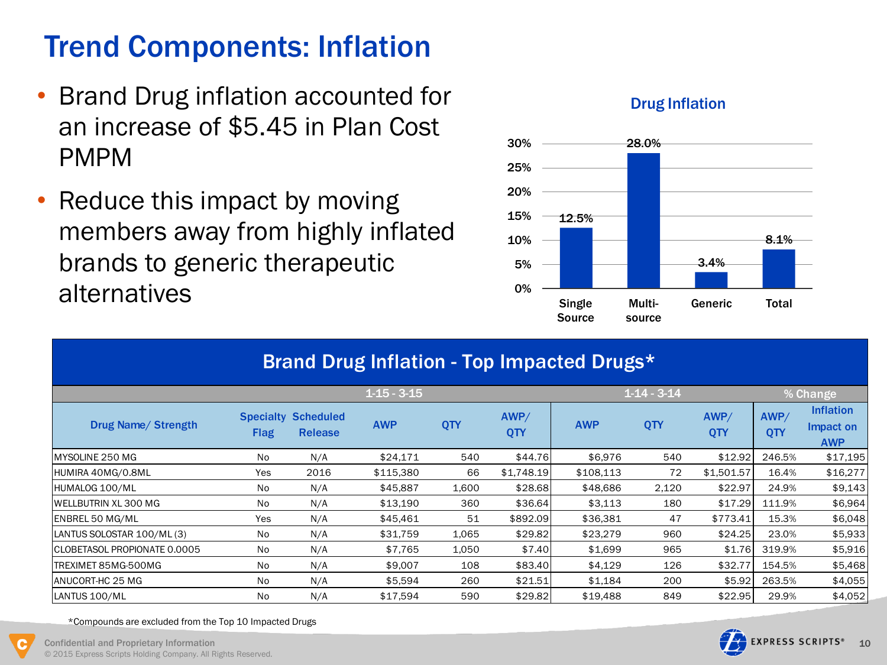# Trend Components: Inflation

- Brand Drug inflation accounted for an increase of $5.45 in Plan Cost PMPM
- Reduce this impact by moving members away from highly inflated brands to generic therapeutic alternatives

**Drug Inflation**

| | Single Source | Multi-source | Generic | Total |
|---|---|---|---|---|
| Drug Inflation | 12.5% | 28.0% | 3.4% | 8.1% |

## Brand Drug Inflation - Top Impacted Drugs*

| | | | 1-15 - 3-15 | | | 1-14 - 3-14 | | | % Change | |
|---|---|---|---|---|---|---|---|---|---|---|
| Drug Name/ Strength | Specialty Flag | Scheduled Release | AWP | QTY | AWP/ QTY | AWP | QTY | AWP/ QTY | AWP/ QTY | Inflation Impact on AWP |
| MYSOLINE 250 MG | No | N/A | $24,171 | 540 | $44.76 | $6,976 | 540 | $12.92 | 246.5% | $17,195 |
| HUMIRA 40MG/0.8ML | Yes | 2016 | $115,380 | 66 | $1,748.19 | $108,113 | 72 | $1,501.57 | 16.4% | $16,277 |
| HUMALOG 100/ML | No | N/A | $45,887 | 1,600 | $28.68 | $48,686 | 2,120 | $22.97 | 24.9% | $9,143 |
| WELLBUTRIN XL 300 MG | No | N/A | $13,190 | 360 | $36.64 | $3,113 | 180 | $17.29 | 111.9% | $6,964 |
| ENBREL 50 MG/ML | Yes | N/A | $45,461 | 51 | $892.09 | $36,381 | 47 | $773.41 | 15.3% | $6,048 |
| LANTUS SOLOSTAR 100/ML (3) | No | N/A | $31,759 | 1,065 | $29.82 | $23,279 | 960 | $24.25 | 23.0% | $5,933 |
| CLOBETASOL PROPIONATE 0.0005 | No | N/A | $7,765 | 1,050 | $7.40 | $1,699 | 965 | $1.76 | 319.9% | $5,916 |
| TREXIMET 85MG-500MG | No | N/A | $9,007 | 108 | $83.40 | $4,129 | 126 | $32.77 | 154.5% | $5,468 |
| ANUCORT-HC 25 MG | No | N/A | $5,594 | 260 | $21.51 | $1,184 | 200 | $5.92 | 263.5% | $4,055 |
| LANTUS 100/ML | No | N/A | $17,594 | 590 | $29.82 | $19,488 | 849 | $22.95 | 29.9% | $4,052 |

*Compounds are excluded from the Top 10 Impacted Drugs

Confidential and Proprietary Information
© 2015 Express Scripts Holding Company. All Rights Reserved.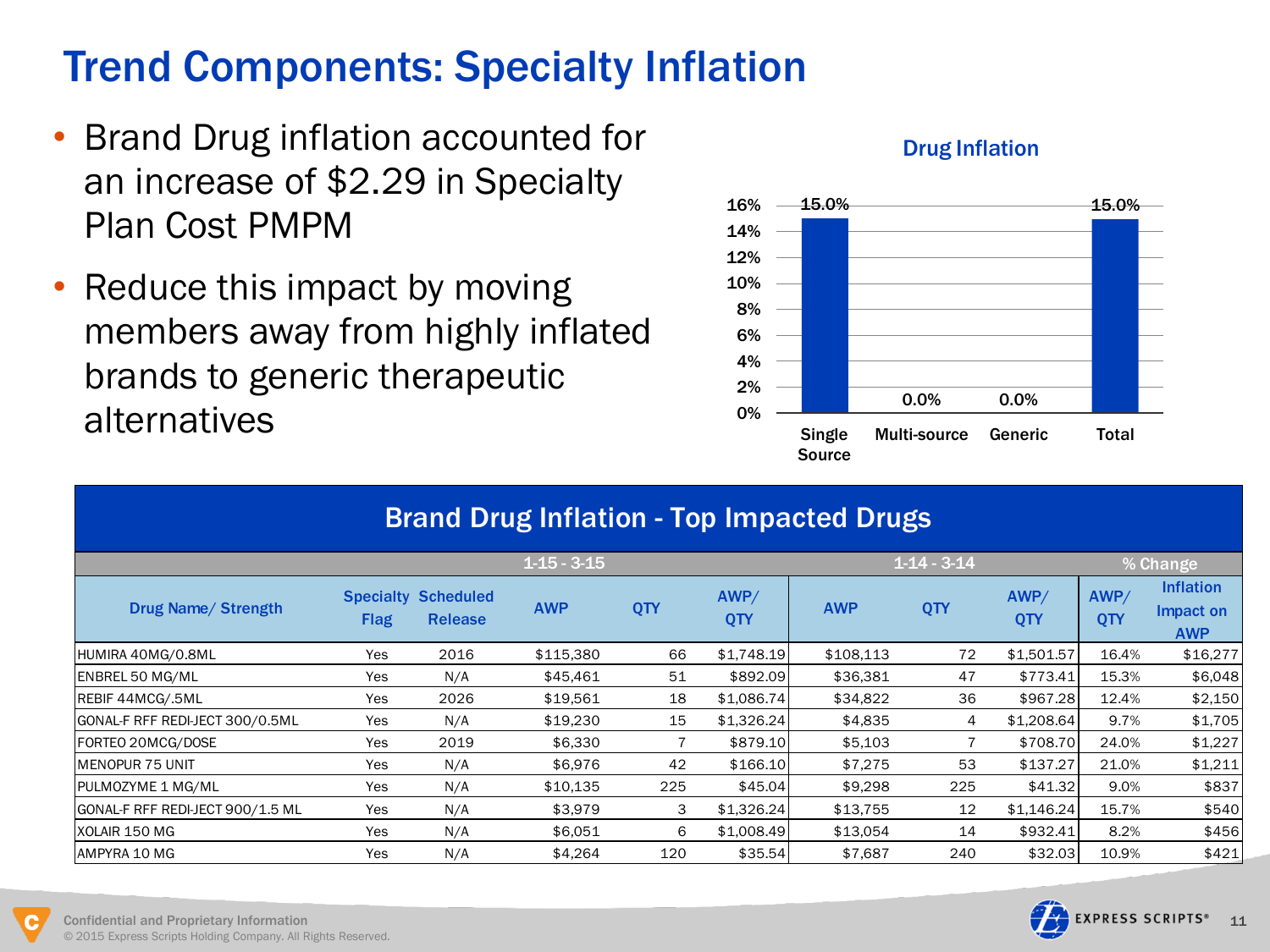# Trend Components: Specialty Inflation

- Brand Drug inflation accounted for an increase of $2.29 in Specialty Plan Cost PMPM
- Reduce this impact by moving members away from highly inflated brands to generic therapeutic alternatives

**Drug Inflation**

| | Single Source | Multi-source | Generic | Total |
|---|---|---|---|---|
| Drug Inflation | 15.0% | 0.0% | 0.0% | 15.0% |

## Brand Drug Inflation - Top Impacted Drugs

| | | | 1-15 - 3-15 | | | 1-14 - 3-14 | | | % Change | |
|---|---|---|---|---|---|---|---|---|---|---|
| Drug Name/ Strength | Specialty Flag | Scheduled Release | AWP | QTY | AWP/ QTY | AWP | QTY | AWP/ QTY | AWP/ QTY | Inflation Impact on AWP |
| HUMIRA 40MG/0.8ML | Yes | 2016 | $115,380 | 66 | $1,748.19 | $108,113 | 72 | $1,501.57 | 16.4% | $16,277 |
| ENBREL 50 MG/ML | Yes | N/A | $45,461 | 51 | $892.09 | $36,381 | 47 | $773.41 | 15.3% | $6,048 |
| REBIF 44MCG/.5ML | Yes | 2026 | $19,561 | 18 | $1,086.74 | $34,822 | 36 | $967.28 | 12.4% | $2,150 |
| GONAL-F RFF REDI-JECT 300/0.5ML | Yes | N/A | $19,230 | 15 | $1,326.24 | $4,835 | 4 | $1,208.64 | 9.7% | $1,705 |
| FORTEO 20MCG/DOSE | Yes | 2019 | $6,330 | 7 | $879.10 | $5,103 | 7 | $708.70 | 24.0% | $1,227 |
| MENOPUR 75 UNIT | Yes | N/A | $6,976 | 42 | $166.10 | $7,275 | 53 | $137.27 | 21.0% | $1,211 |
| PULMOZYME 1 MG/ML | Yes | N/A | $10,135 | 225 | $45.04 | $9,298 | 225 | $41.32 | 9.0% | $837 |
| GONAL-F RFF REDI-JECT 900/1.5 ML | Yes | N/A | $3,979 | 3 | $1,326.24 | $13,755 | 12 | $1,146.24 | 15.7% | $540 |
| XOLAIR 150 MG | Yes | N/A | $6,051 | 6 | $1,008.49 | $13,054 | 14 | $932.41 | 8.2% | $456 |
| AMPYRA 10 MG | Yes | N/A | $4,264 | 120 | $35.54 | $7,687 | 240 | $32.03 | 10.9% | $421 |

Confidential and Proprietary Information
© 2015 Express Scripts Holding Company. All Rights Reserved.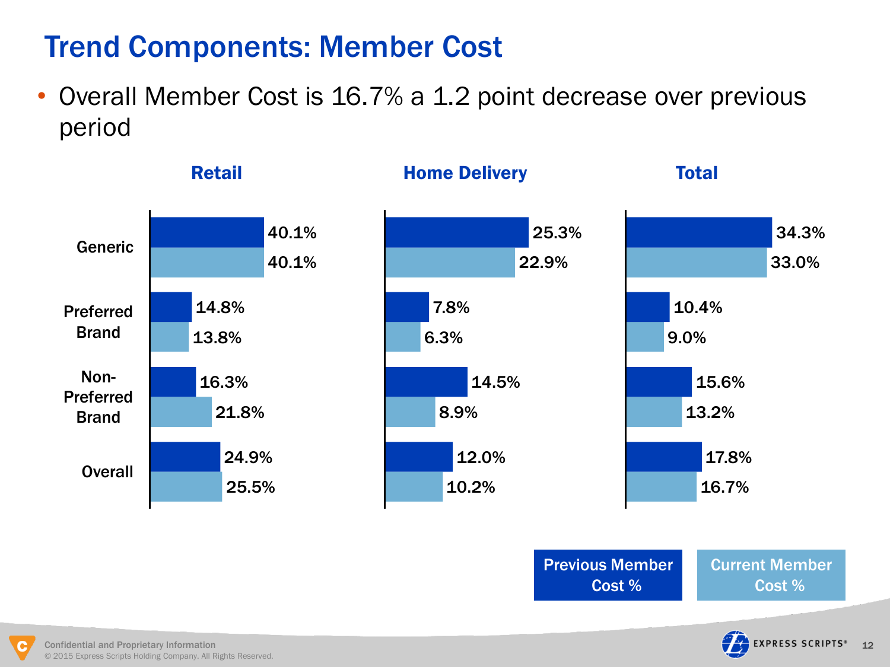# Trend Components: Member Cost

- Overall Member Cost is 16.7% a 1.2 point decrease over previous period

| | Retail | | Home Delivery | | Total | |
|---|---|---|---|---|---|---|
| | Previous Member Cost % | Current Member Cost % | Previous Member Cost % | Current Member Cost % | Previous Member Cost % | Current Member Cost % |
| Generic | 40.1% | 40.1% | 25.3% | 22.9% | 34.3% | 33.0% |
| Preferred Brand | 14.8% | 13.8% | 7.8% | 6.3% | 10.4% | 9.0% |
| Non-Preferred Brand | 16.3% | 21.8% | 14.5% | 8.9% | 15.6% | 13.2% |
| Overall | 24.9% | 25.5% | 12.0% | 10.2% | 17.8% | 16.7% |

Confidential and Proprietary Information
© 2015 Express Scripts Holding Company. All Rights Reserved.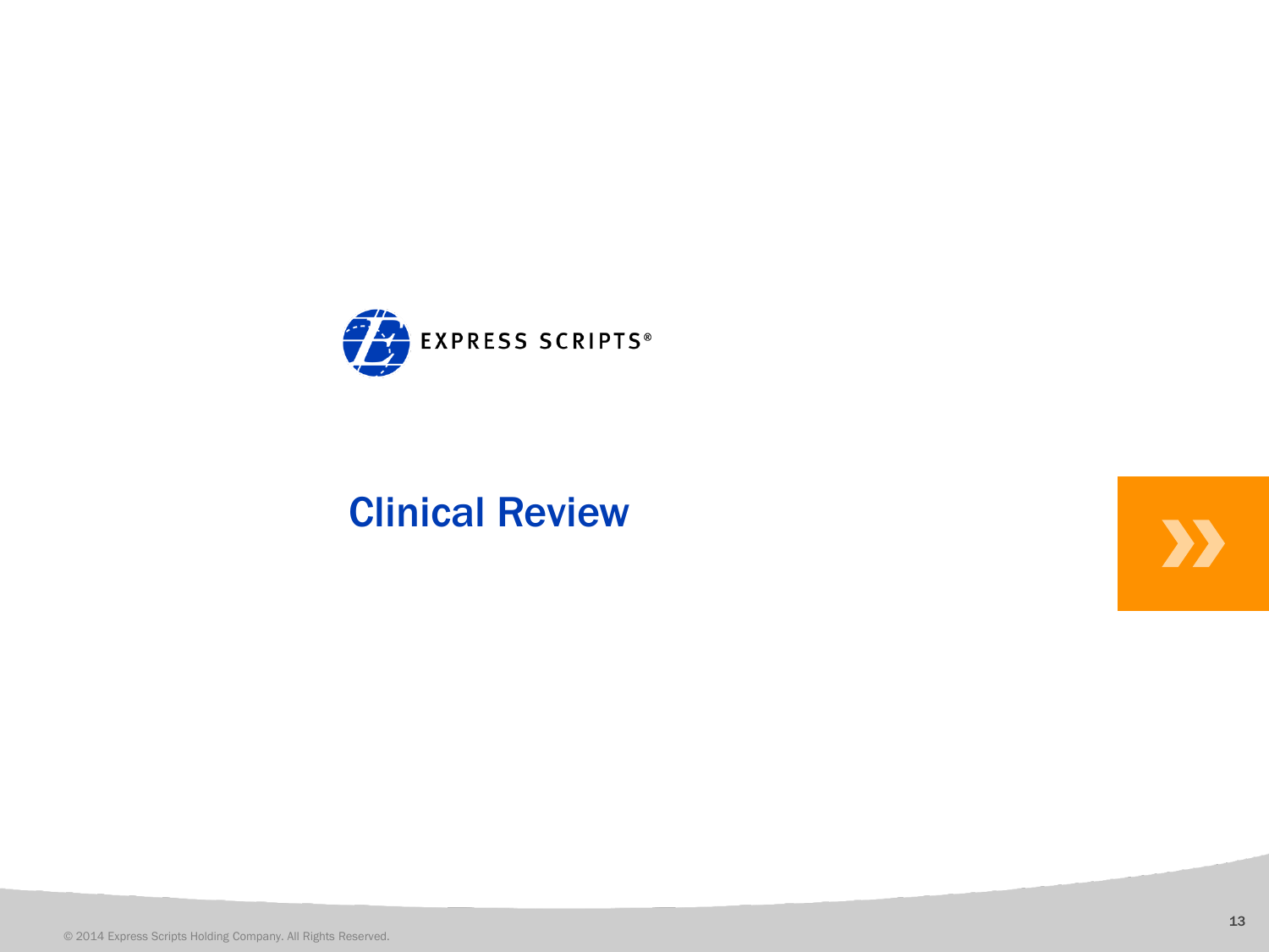EXPRESS SCRIPTS®

# Clinical Review

© 2014 Express Scripts Holding Company. All Rights Reserved.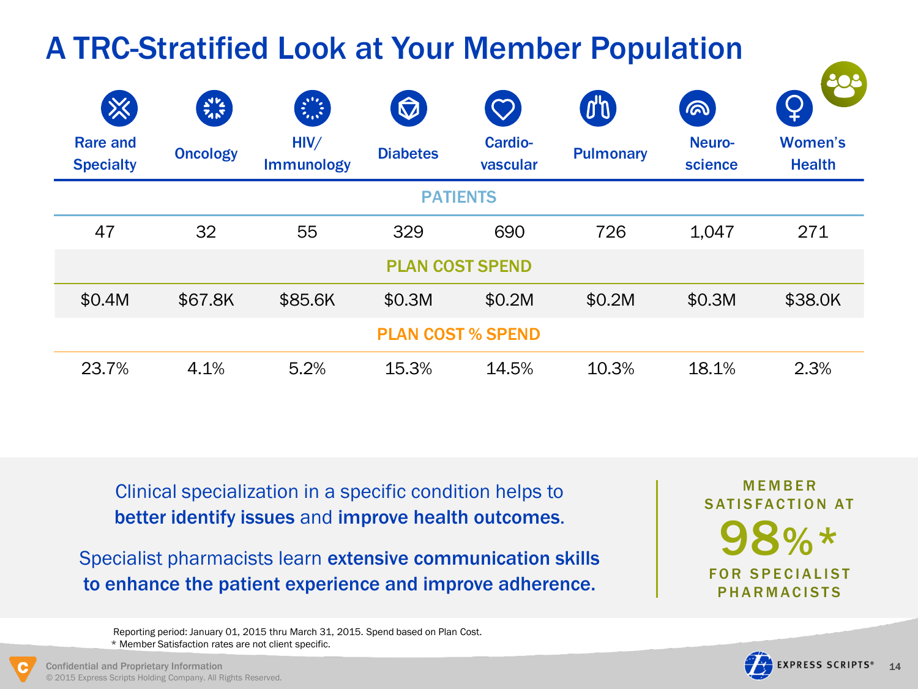# A TRC-Stratified Look at Your Member Population

| | Rare and Specialty | Oncology | HIV/ Immunology | Diabetes | Cardio-vascular | Pulmonary | Neuro-science | Women's Health |
|---|---|---|---|---|---|---|---|---|
| **PATIENTS** | 47 | 32 | 55 | 329 | 690 | 726 | 1,047 | 271 |
| **PLAN COST SPEND** | $0.4M | $67.8K | $85.6K | $0.3M | $0.2M | $0.2M | $0.3M | $38.0K |
| **PLAN COST % SPEND** | 23.7% | 4.1% | 5.2% | 15.3% | 14.5% | 10.3% | 18.1% | 2.3% |

Clinical specialization in a specific condition helps to **better identify issues** and **improve health outcomes**.

Specialist pharmacists learn **extensive communication skills to enhance the patient experience and improve adherence.**

MEMBER SATISFACTION AT **98%*** FOR SPECIALIST PHARMACISTS

Reporting period: January 01, 2015 thru March 31, 2015. Spend based on Plan Cost.
* Member Satisfaction rates are not client specific.

Confidential and Proprietary Information
© 2015 Express Scripts Holding Company. All Rights Reserved.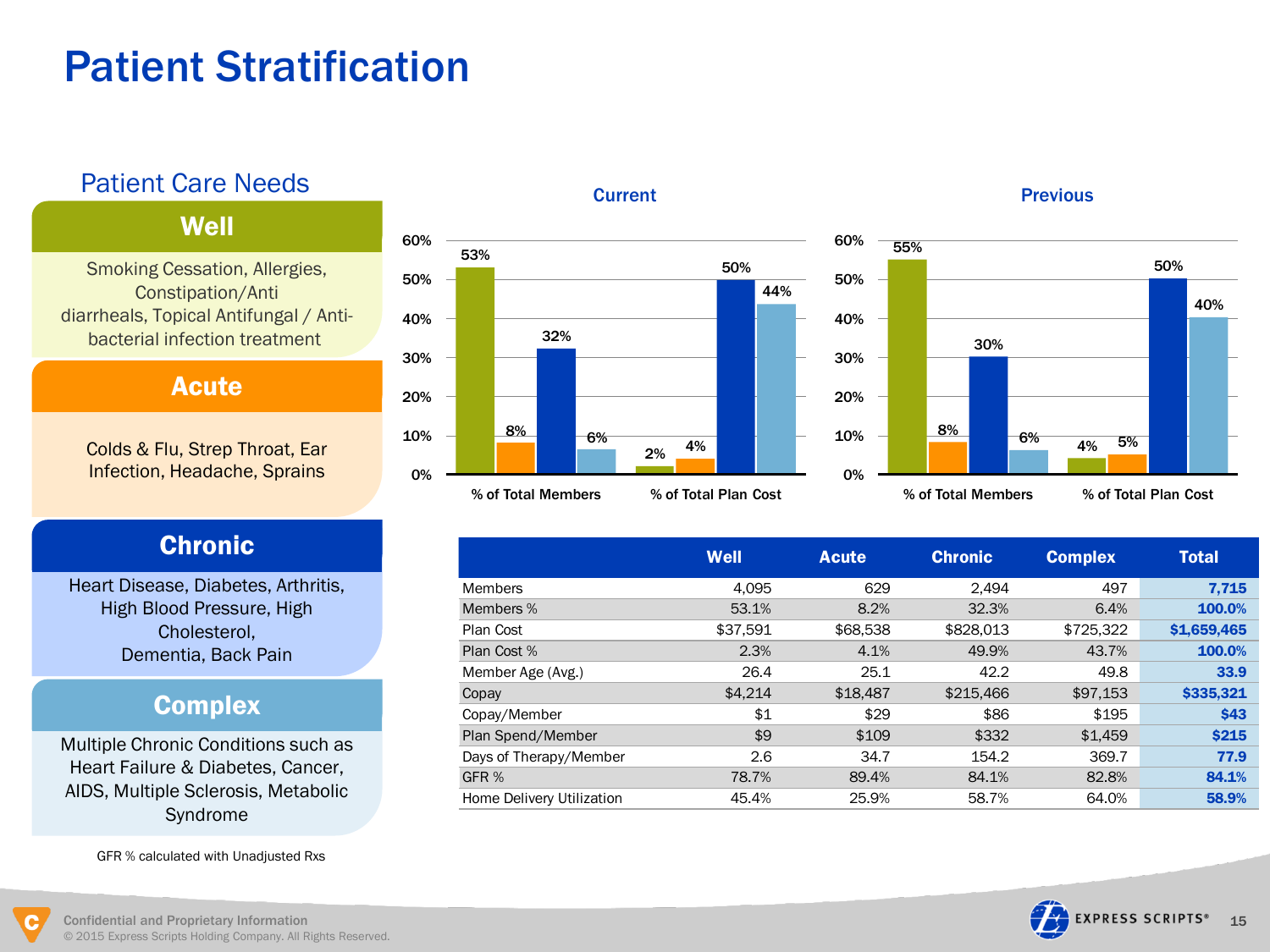# Patient Stratification

## Patient Care Needs

### Well

Smoking Cessation, Allergies, Constipation/Anti diarrheals, Topical Antifungal / Anti-bacterial infection treatment

### Acute

Colds & Flu, Strep Throat, Ear Infection, Headache, Sprains

### Chronic

Heart Disease, Diabetes, Arthritis, High Blood Pressure, High Cholesterol, Dementia, Back Pain

### Complex

Multiple Chronic Conditions such as Heart Failure & Diabetes, Cancer, AIDS, Multiple Sclerosis, Metabolic Syndrome

GFR % calculated with Unadjusted Rxs

**Current**

| | Well | Acute | Chronic | Complex |
|---|---|---|---|---|
| % of Total Members | 53% | 8% | 32% | 6% |
| % of Total Plan Cost | 2% | 4% | 50% | 44% |

**Previous**

| | Well | Acute | Chronic | Complex |
|---|---|---|---|---|
| % of Total Members | 55% | 8% | 30% | 6% |
| % of Total Plan Cost | 4% | 5% | 50% | 40% |

| | Well | Acute | Chronic | Complex | Total |
|---|---|---|---|---|---|
| Members | 4,095 | 629 | 2,494 | 497 | 7,715 |
| Members % | 53.1% | 8.2% | 32.3% | 6.4% | 100.0% |
| Plan Cost | $37,591 | $68,538 | $828,013 | $725,322 | $1,659,465 |
| Plan Cost % | 2.3% | 4.1% | 49.9% | 43.7% | 100.0% |
| Member Age (Avg.) | 26.4 | 25.1 | 42.2 | 49.8 | 33.9 |
| Copay | $4,214 | $18,487 | $215,466 | $97,153 | $335,321 |
| Copay/Member | $1 | $29 | $86 | $195 | $43 |
| Plan Spend/Member | $9 | $109 | $332 | $1,459 | $215 |
| Days of Therapy/Member | 2.6 | 34.7 | 154.2 | 369.7 | 77.9 |
| GFR % | 78.7% | 89.4% | 84.1% | 82.8% | 84.1% |
| Home Delivery Utilization | 45.4% | 25.9% | 58.7% | 64.0% | 58.9% |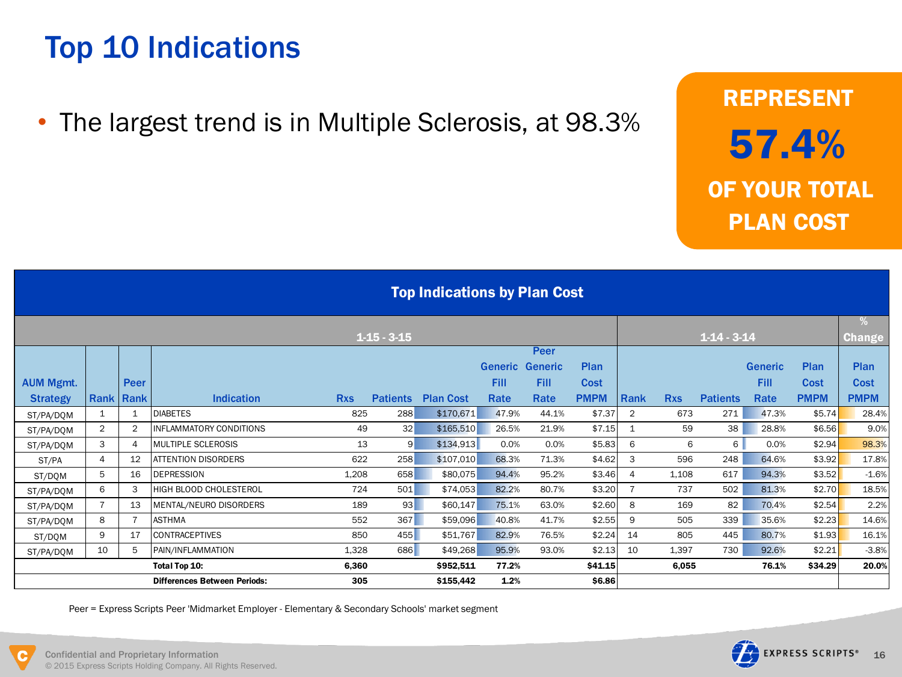# Top 10 Indications

- The largest trend is in Multiple Sclerosis, at 98.3%

**REPRESENT 57.4% OF YOUR TOTAL PLAN COST**

**Top Indications by Plan Cost**

| | | | | 1-15 - 3-15 | | | | | | | 1-14 - 3-14 | | | | | % Change |
|---|---|---|---|---|---|---|---|---|---|---|---|---|---|---|---|---|
| AUM Mgmt. Strategy | Rank | Peer Rank | Indication | Rxs | Patients | Plan Cost | Generic Fill Rate | Peer Generic Fill Rate | Plan Cost PMPM | Rank | Rxs | Patients | Generic Fill Rate | Plan Cost PMPM | Plan Cost PMPM |
| ST/PA/DQM | 1 | 1 | DIABETES | 825 | 288 | $170,671 | 47.9% | 44.1% | $7.37 | 2 | 673 | 271 | 47.3% | $5.74 | 28.4% |
| ST/PA/DQM | 2 | 2 | INFLAMMATORY CONDITIONS | 49 | 32 | $165,510 | 26.5% | 21.9% | $7.15 | 1 | 59 | 38 | 28.8% | $6.56 | 9.0% |
| ST/PA/DQM | 3 | 4 | MULTIPLE SCLEROSIS | 13 | 9 | $134,913 | 0.0% | 0.0% | $5.83 | 6 | 6 | 6 | 0.0% | $2.94 | 98.3% |
| ST/PA | 4 | 12 | ATTENTION DISORDERS | 622 | 258 | $107,010 | 68.3% | 71.3% | $4.62 | 3 | 596 | 248 | 64.6% | $3.92 | 17.8% |
| ST/DQM | 5 | 16 | DEPRESSION | 1,208 | 658 | $80,075 | 94.4% | 95.2% | $3.46 | 4 | 1,108 | 617 | 94.3% | $3.52 | -1.6% |
| ST/PA/DQM | 6 | 3 | HIGH BLOOD CHOLESTEROL | 724 | 501 | $74,053 | 82.2% | 80.7% | $3.20 | 7 | 737 | 502 | 81.3% | $2.70 | 18.5% |
| ST/PA/DQM | 7 | 13 | MENTAL/NEURO DISORDERS | 189 | 93 | $60,147 | 75.1% | 63.0% | $2.60 | 8 | 169 | 82 | 70.4% | $2.54 | 2.2% |
| ST/PA/DQM | 8 | 7 | ASTHMA | 552 | 367 | $59,096 | 40.8% | 41.7% | $2.55 | 9 | 505 | 339 | 35.6% | $2.23 | 14.6% |
| ST/DQM | 9 | 17 | CONTRACEPTIVES | 850 | 455 | $51,767 | 82.9% | 76.5% | $2.24 | 14 | 805 | 445 | 80.7% | $1.93 | 16.1% |
| ST/PA/DQM | 10 | 5 | PAIN/INFLAMMATION | 1,328 | 686 | $49,268 | 95.9% | 93.0% | $2.13 | 10 | 1,397 | 730 | 92.6% | $2.21 | -3.8% |
| | | | **Total Top 10:** | **6,360** | | **$952,511** | **77.2%** | | **$41.15** | | **6,055** | | **76.1%** | **$34.29** | **20.0%** |
| | | | **Differences Between Periods:** | **305** | | **$155,442** | **1.2%** | | **$6.86** | | | | | | |

Peer = Express Scripts Peer 'Midmarket Employer - Elementary & Secondary Schools' market segment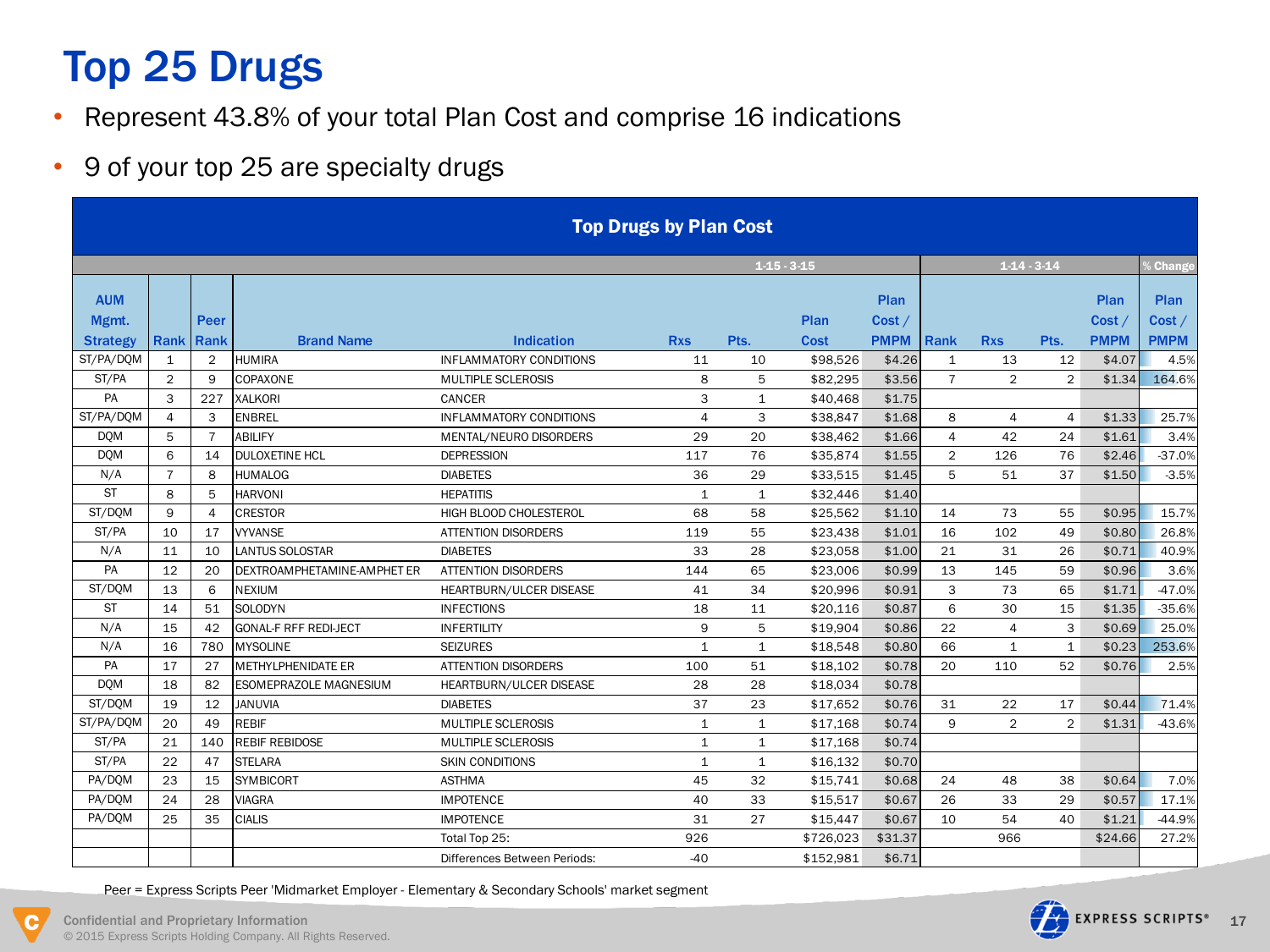# Top 25 Drugs

- Represent 43.8% of your total Plan Cost and comprise 16 indications
- 9 of your top 25 are specialty drugs

**Top Drugs by Plan Cost**

| | | | | | 1-15 - 3-15 | | | | 1-14 - 3-14 | | | | % Change |
|---|---|---|---|---|---|---|---|---|---|---|---|---|---|
| **AUM Mgmt. Strategy** | **Rank** | **Peer Rank** | **Brand Name** | **Indication** | **Rxs** | **Pts.** | **Plan Cost** | **Plan Cost / PMPM** | **Rank** | **Rxs** | **Pts.** | **Plan Cost / PMPM** | **Plan Cost / PMPM** |
| ST/PA/DQM | 1 | 2 | HUMIRA | INFLAMMATORY CONDITIONS | 11 | 10 | $98,526 | $4.26 | 1 | 13 | 12 | $4.07 | 4.5% |
| ST/PA | 2 | 9 | COPAXONE | MULTIPLE SCLEROSIS | 8 | 5 | $82,295 | $3.56 | 7 | 2 | 2 | $1.34 | 164.6% |
| PA | 3 | 227 | XALKORI | CANCER | 3 | 1 | $40,468 | $1.75 | | | | | |
| ST/PA/DQM | 4 | 3 | ENBREL | INFLAMMATORY CONDITIONS | 4 | 3 | $38,847 | $1.68 | 8 | 4 | 4 | $1.33 | 25.7% |
| DQM | 5 | 7 | ABILIFY | MENTAL/NEURO DISORDERS | 29 | 20 | $38,462 | $1.66 | 4 | 42 | 24 | $1.61 | 3.4% |
| DQM | 6 | 14 | DULOXETINE HCL | DEPRESSION | 117 | 76 | $35,874 | $1.55 | 2 | 126 | 76 | $2.46 | -37.0% |
| N/A | 7 | 8 | HUMALOG | DIABETES | 36 | 29 | $33,515 | $1.45 | 5 | 51 | 37 | $1.50 | -3.5% |
| ST | 8 | 5 | HARVONI | HEPATITIS | 1 | 1 | $32,446 | $1.40 | | | | | |
| ST/DQM | 9 | 4 | CRESTOR | HIGH BLOOD CHOLESTEROL | 68 | 58 | $25,562 | $1.10 | 14 | 73 | 55 | $0.95 | 15.7% |
| ST/PA | 10 | 17 | VYVANSE | ATTENTION DISORDERS | 119 | 55 | $23,438 | $1.01 | 16 | 102 | 49 | $0.80 | 26.8% |
| N/A | 11 | 10 | LANTUS SOLOSTAR | DIABETES | 33 | 28 | $23,058 | $1.00 | 21 | 31 | 26 | $0.71 | 40.9% |
| PA | 12 | 20 | DEXTROAMPHETAMINE-AMPHET ER | ATTENTION DISORDERS | 144 | 65 | $23,006 | $0.99 | 13 | 145 | 59 | $0.96 | 3.6% |
| ST/DQM | 13 | 6 | NEXIUM | HEARTBURN/ULCER DISEASE | 41 | 34 | $20,996 | $0.91 | 3 | 73 | 65 | $1.71 | -47.0% |
| ST | 14 | 51 | SOLODYN | INFECTIONS | 18 | 11 | $20,116 | $0.87 | 6 | 30 | 15 | $1.35 | -35.6% |
| N/A | 15 | 42 | GONAL-F RFF REDI-JECT | INFERTILITY | 9 | 5 | $19,904 | $0.86 | 22 | 4 | 3 | $0.69 | 25.0% |
| N/A | 16 | 780 | MYSOLINE | SEIZURES | 1 | 1 | $18,548 | $0.80 | 66 | 1 | 1 | $0.23 | 253.6% |
| PA | 17 | 27 | METHYLPHENIDATE ER | ATTENTION DISORDERS | 100 | 51 | $18,102 | $0.78 | 20 | 110 | 52 | $0.76 | 2.5% |
| DQM | 18 | 82 | ESOMEPRAZOLE MAGNESIUM | HEARTBURN/ULCER DISEASE | 28 | 28 | $18,034 | $0.78 | | | | | |
| ST/DQM | 19 | 12 | JANUVIA | DIABETES | 37 | 23 | $17,652 | $0.76 | 31 | 22 | 17 | $0.44 | 71.4% |
| ST/PA/DQM | 20 | 49 | REBIF | MULTIPLE SCLEROSIS | 1 | 1 | $17,168 | $0.74 | 9 | 2 | 2 | $1.31 | -43.6% |
| ST/PA | 21 | 140 | REBIF REBIDOSE | MULTIPLE SCLEROSIS | 1 | 1 | $17,168 | $0.74 | | | | | |
| ST/PA | 22 | 47 | STELARA | SKIN CONDITIONS | 1 | 1 | $16,132 | $0.70 | | | | | |
| PA/DQM | 23 | 15 | SYMBICORT | ASTHMA | 45 | 32 | $15,741 | $0.68 | 24 | 48 | 38 | $0.64 | 7.0% |
| PA/DQM | 24 | 28 | VIAGRA | IMPOTENCE | 40 | 33 | $15,517 | $0.67 | 26 | 33 | 29 | $0.57 | 17.1% |
| PA/DQM | 25 | 35 | CIALIS | IMPOTENCE | 31 | 27 | $15,447 | $0.67 | 10 | 54 | 40 | $1.21 | -44.9% |
| | | | | Total Top 25: | 926 | | $726,023 | $31.37 | | 966 | | $24.66 | 27.2% |
| | | | | Differences Between Periods: | -40 | | $152,981 | $6.71 | | | | | |

Peer = Express Scripts Peer 'Midmarket Employer - Elementary & Secondary Schools' market segment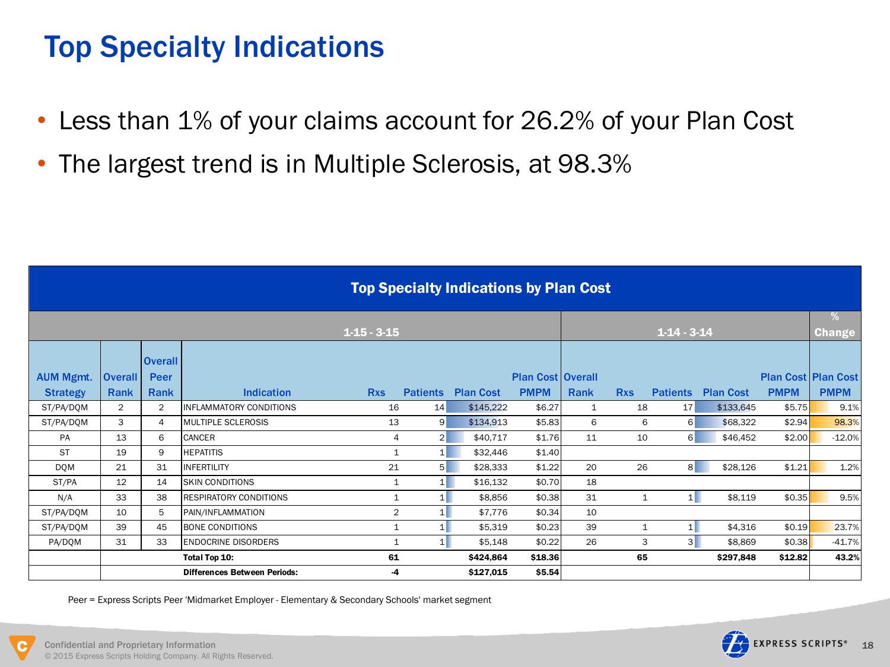# Top Specialty Indications

- Less than 1% of your claims account for 26.2% of your Plan Cost
- The largest trend is in Multiple Sclerosis, at 98.3%

| Top Specialty Indications by Plan Cost | | | | | | | | | | | | | |
|---|---|---|---|---|---|---|---|---|---|---|---|---|---|
| 1-15 - 3-15 | | | | | | | | 1-14 - 3-14 | | | | | % Change |
| AUM Mgmt. Strategy | Overall Rank | Overall Peer Rank | Indication | Rxs | Patients | Plan Cost | Plan Cost PMPM | Overall Rank | Rxs | Patients | Plan Cost | Plan Cost PMPM | Plan Cost PMPM |
| ST/PA/DQM | 2 | 2 | INFLAMMATORY CONDITIONS | 16 | 14 | $145,222 | $6.27 | 1 | 18 | 17 | $133,645 | $5.75 | 9.1% |
| ST/PA/DQM | 3 | 4 | MULTIPLE SCLEROSIS | 13 | 9 | $134,913 | $5.83 | 6 | 6 | 6 | $68,322 | $2.94 | 98.3% |
| PA | 13 | 6 | CANCER | 4 | 2 | $40,717 | $1.76 | 11 | 10 | 6 | $46,452 | $2.00 | -12.0% |
| ST | 19 | 9 | HEPATITIS | 1 | 1 | $32,446 | $1.40 | | | | | | |
| DQM | 21 | 31 | INFERTILITY | 21 | 5 | $28,333 | $1.22 | 20 | 26 | 8 | $28,126 | $1.21 | 1.2% |
| ST/PA | 12 | 14 | SKIN CONDITIONS | 1 | 1 | $16,132 | $0.70 | 18 | | | | | |
| N/A | 33 | 38 | RESPIRATORY CONDITIONS | 1 | 1 | $8,856 | $0.38 | 31 | 1 | 1 | $8,119 | $0.35 | 9.5% |
| ST/PA/DQM | 10 | 5 | PAIN/INFLAMMATION | 2 | 1 | $7,776 | $0.34 | 10 | | | | | |
| ST/PA/DQM | 39 | 45 | BONE CONDITIONS | 1 | 1 | $5,319 | $0.23 | 39 | 1 | 1 | $4,316 | $0.19 | 23.7% |
| PA/DQM | 31 | 33 | ENDOCRINE DISORDERS | 1 | 1 | $5,148 | $0.22 | 26 | 3 | 3 | $8,869 | $0.38 | -41.7% |
| | | | **Total Top 10:** | **61** | | **$424,864** | **$18.36** | | **65** | | **$297,848** | **$12.82** | **43.2%** |
| | | | **Differences Between Periods:** | **-4** | | **$127,015** | **$5.54** | | | | | | |

Peer = Express Scripts Peer 'Midmarket Employer - Elementary & Secondary Schools' market segment

Confidential and Proprietary Information
© 2015 Express Scripts Holding Company. All Rights Reserved.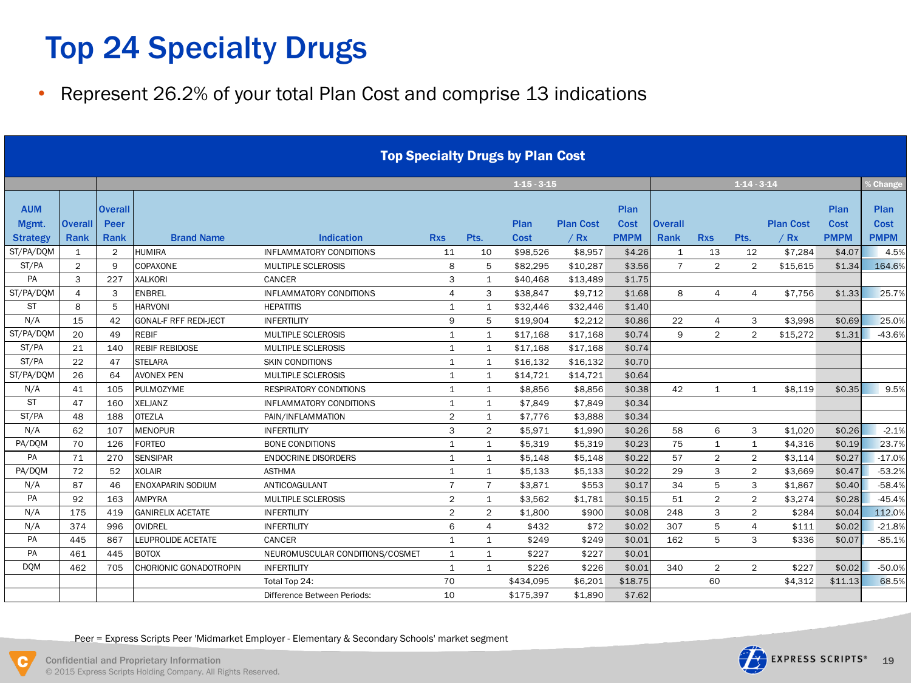# Top 24 Specialty Drugs

- Represent 26.2% of your total Plan Cost and comprise 13 indications

**Top Specialty Drugs by Plan Cost**

| | | | | | 1-15 - 3-15 | | | | | | 1-14 - 3-14 | | | | | % Change |
|---|---|---|---|---|---|---|---|---|---|---|---|---|---|---|---|---|
| AUM Mgmt. Strategy | Overall Rank | Overall Peer Rank | Brand Name | Indication | Rxs | Pts. | Plan Cost | Plan Cost / Rx | Plan Cost PMPM | Overall Rank | Rxs | Pts. | Plan Cost / Rx | Plan Cost PMPM | Plan Cost PMPM |
| ST/PA/DQM | 1 | 2 | HUMIRA | INFLAMMATORY CONDITIONS | 11 | 10 | $98,526 | $8,957 | $4.26 | 1 | 13 | 12 | $7,284 | $4.07 | 4.5% |
| ST/PA | 2 | 9 | COPAXONE | MULTIPLE SCLEROSIS | 8 | 5 | $82,295 | $10,287 | $3.56 | 7 | 2 | 2 | $15,615 | $1.34 | 164.6% |
| PA | 3 | 227 | XALKORI | CANCER | 3 | 1 | $40,468 | $13,489 | $1.75 | | | | | | |
| ST/PA/DQM | 4 | 3 | ENBREL | INFLAMMATORY CONDITIONS | 4 | 3 | $38,847 | $9,712 | $1.68 | 8 | 4 | 4 | $7,756 | $1.33 | 25.7% |
| ST | 8 | 5 | HARVONI | HEPATITIS | 1 | 1 | $32,446 | $32,446 | $1.40 | | | | | | |
| N/A | 15 | 42 | GONAL-F RFF REDI-JECT | INFERTILITY | 9 | 5 | $19,904 | $2,212 | $0.86 | 22 | 4 | 3 | $3,998 | $0.69 | 25.0% |
| ST/PA/DQM | 20 | 49 | REBIF | MULTIPLE SCLEROSIS | 1 | 1 | $17,168 | $17,168 | $0.74 | 9 | 2 | 2 | $15,272 | $1.31 | -43.6% |
| ST/PA | 21 | 140 | REBIF REBIDOSE | MULTIPLE SCLEROSIS | 1 | 1 | $17,168 | $17,168 | $0.74 | | | | | | |
| ST/PA | 22 | 47 | STELARA | SKIN CONDITIONS | 1 | 1 | $16,132 | $16,132 | $0.70 | | | | | | |
| ST/PA/DQM | 26 | 64 | AVONEX PEN | MULTIPLE SCLEROSIS | 1 | 1 | $14,721 | $14,721 | $0.64 | | | | | | |
| N/A | 41 | 105 | PULMOZYME | RESPIRATORY CONDITIONS | 1 | 1 | $8,856 | $8,856 | $0.38 | 42 | 1 | 1 | $8,119 | $0.35 | 9.5% |
| ST | 47 | 160 | XELJANZ | INFLAMMATORY CONDITIONS | 1 | 1 | $7,849 | $7,849 | $0.34 | | | | | | |
| ST/PA | 48 | 188 | OTEZLA | PAIN/INFLAMMATION | 2 | 1 | $7,776 | $3,888 | $0.34 | | | | | | |
| N/A | 62 | 107 | MENOPUR | INFERTILITY | 3 | 2 | $5,971 | $1,990 | $0.26 | 58 | 6 | 3 | $1,020 | $0.26 | -2.1% |
| PA/DQM | 70 | 126 | FORTEO | BONE CONDITIONS | 1 | 1 | $5,319 | $5,319 | $0.23 | 75 | 1 | 1 | $4,316 | $0.19 | 23.7% |
| PA | 71 | 270 | SENSIPAR | ENDOCRINE DISORDERS | 1 | 1 | $5,148 | $5,148 | $0.22 | 57 | 2 | 2 | $3,114 | $0.27 | -17.0% |
| PA/DQM | 72 | 52 | XOLAIR | ASTHMA | 1 | 1 | $5,133 | $5,133 | $0.22 | 29 | 3 | 2 | $3,669 | $0.47 | -53.2% |
| N/A | 87 | 46 | ENOXAPARIN SODIUM | ANTICOAGULANT | 7 | 7 | $3,871 | $553 | $0.17 | 34 | 5 | 3 | $1,867 | $0.40 | -58.4% |
| PA | 92 | 163 | AMPYRA | MULTIPLE SCLEROSIS | 2 | 1 | $3,562 | $1,781 | $0.15 | 51 | 2 | 2 | $3,274 | $0.28 | -45.4% |
| N/A | 175 | 419 | GANIRELIX ACETATE | INFERTILITY | 2 | 2 | $1,800 | $900 | $0.08 | 248 | 3 | 2 | $284 | $0.04 | 112.0% |
| N/A | 374 | 996 | OVIDREL | INFERTILITY | 6 | 4 | $432 | $72 | $0.02 | 307 | 5 | 4 | $111 | $0.02 | -21.8% |
| PA | 445 | 867 | LEUPROLIDE ACETATE | CANCER | 1 | 1 | $249 | $249 | $0.01 | 162 | 5 | 3 | $336 | $0.07 | -85.1% |
| PA | 461 | 445 | BOTOX | NEUROMUSCULAR CONDITIONS/COSMET | 1 | 1 | $227 | $227 | $0.01 | | | | | | |
| DQM | 462 | 705 | CHORIONIC GONADOTROPIN | INFERTILITY | 1 | 1 | $226 | $226 | $0.01 | 340 | 2 | 2 | $227 | $0.02 | -50.0% |
| | | | | Total Top 24: | 70 | | $434,095 | $6,201 | $18.75 | | 60 | | $4,312 | $11.13 | 68.5% |
| | | | | Difference Between Periods: | 10 | | $175,397 | $1,890 | $7.62 | | | | | | |

Peer = Express Scripts Peer 'Midmarket Employer - Elementary & Secondary Schools' market segment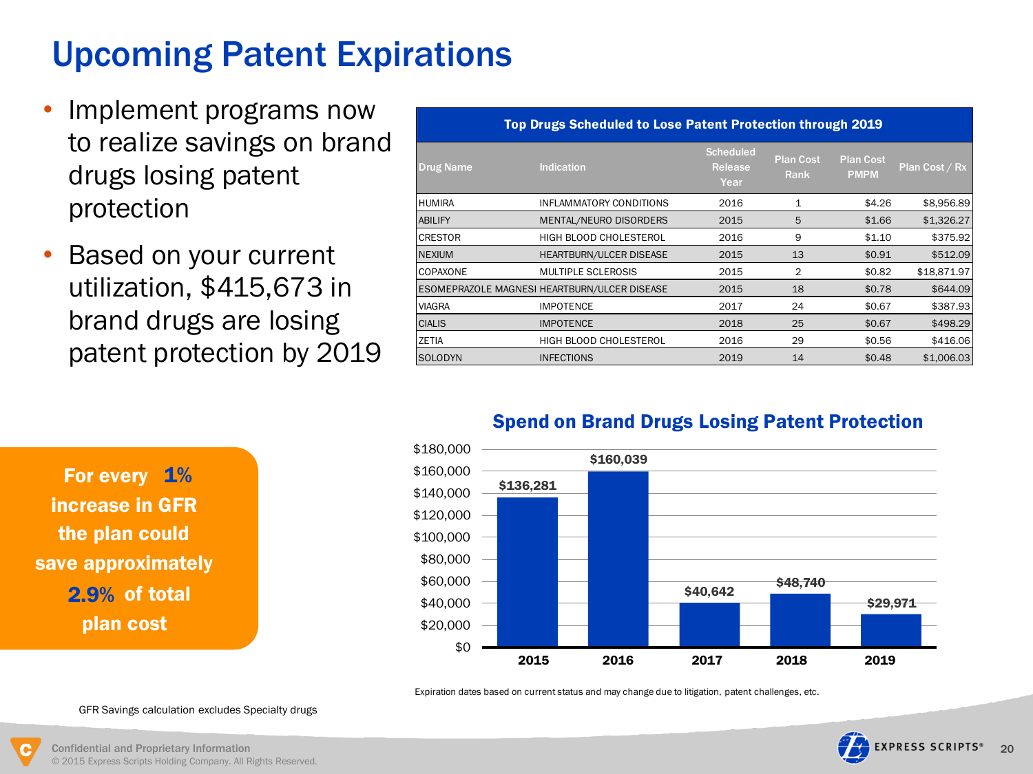# Upcoming Patent Expirations

- Implement programs now to realize savings on brand drugs losing patent protection
- Based on your current utilization, $415,673 in brand drugs are losing patent protection by 2019

| Top Drugs Scheduled to Lose Patent Protection through 2019 | | | | | |
|---|---|---|---|---|---|
| Drug Name | Indication | Scheduled Release Year | Plan Cost Rank | Plan Cost PMPM | Plan Cost / Rx |
| HUMIRA | INFLAMMATORY CONDITIONS | 2016 | 1 | $4.26 | $8,956.89 |
| ABILIFY | MENTAL/NEURO DISORDERS | 2015 | 5 | $1.66 | $1,326.27 |
| CRESTOR | HIGH BLOOD CHOLESTEROL | 2016 | 9 | $1.10 | $375.92 |
| NEXIUM | HEARTBURN/ULCER DISEASE | 2015 | 13 | $0.91 | $512.09 |
| COPAXONE | MULTIPLE SCLEROSIS | 2015 | 2 | $0.82 | $18,871.97 |
| ESOMEPRAZOLE MAGNESI | HEARTBURN/ULCER DISEASE | 2015 | 18 | $0.78 | $644.09 |
| VIAGRA | IMPOTENCE | 2017 | 24 | $0.67 | $387.93 |
| CIALIS | IMPOTENCE | 2018 | 25 | $0.67 | $498.29 |
| ZETIA | HIGH BLOOD CHOLESTEROL | 2016 | 29 | $0.56 | $416.06 |
| SOLODYN | INFECTIONS | 2019 | 14 | $0.48 | $1,006.03 |

**For every 1% increase in GFR the plan could save approximately 2.9% of total plan cost**

## Spend on Brand Drugs Losing Patent Protection

| Year | Spend |
|---|---|
| 2015 | $136,281 |
| 2016 | $160,039 |
| 2017 | $40,642 |
| 2018 | $48,740 |
| 2019 | $29,971 |

Expiration dates based on current status and may change due to litigation, patent challenges, etc.

GFR Savings calculation excludes Specialty drugs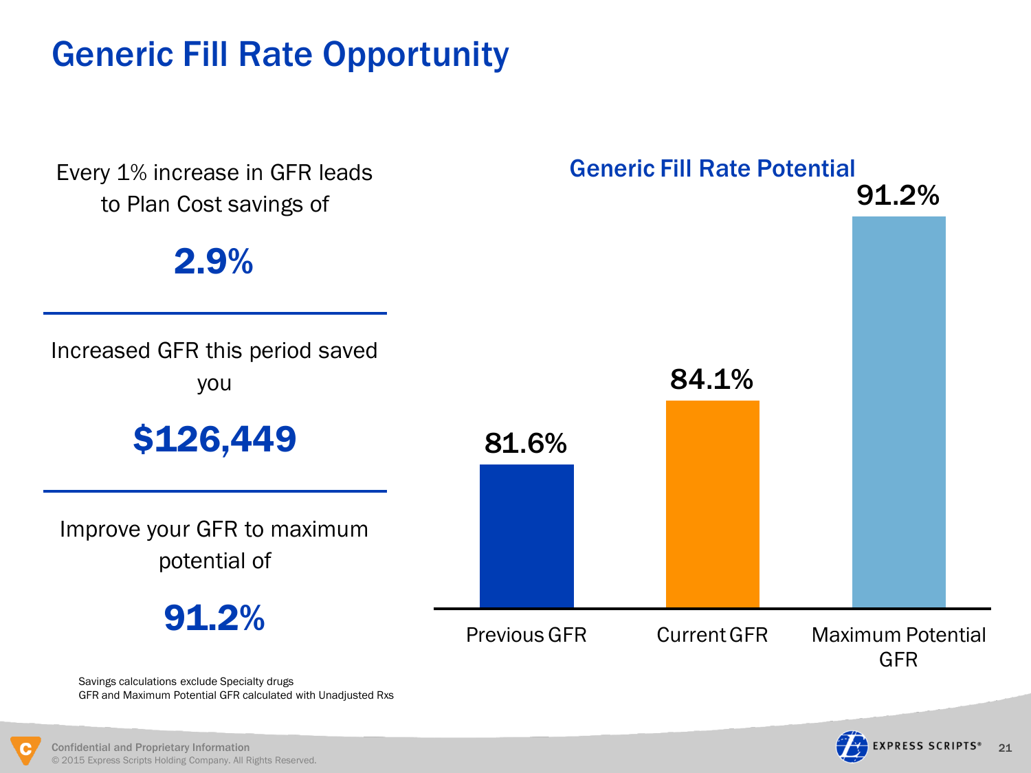# Generic Fill Rate Opportunity

Every 1% increase in GFR leads to Plan Cost savings of

**2.9%**

---

Increased GFR this period saved you

**$126,449**

---

Improve your GFR to maximum potential of

**91.2%**

Savings calculations exclude Specialty drugs
GFR and Maximum Potential GFR calculated with Unadjusted Rxs

## Generic Fill Rate Potential

| Previous GFR | Current GFR | Maximum Potential GFR |
| --- | --- | --- |
| 81.6% | 84.1% | 91.2% |

Confidential and Proprietary Information
© 2015 Express Scripts Holding Company. All Rights Reserved.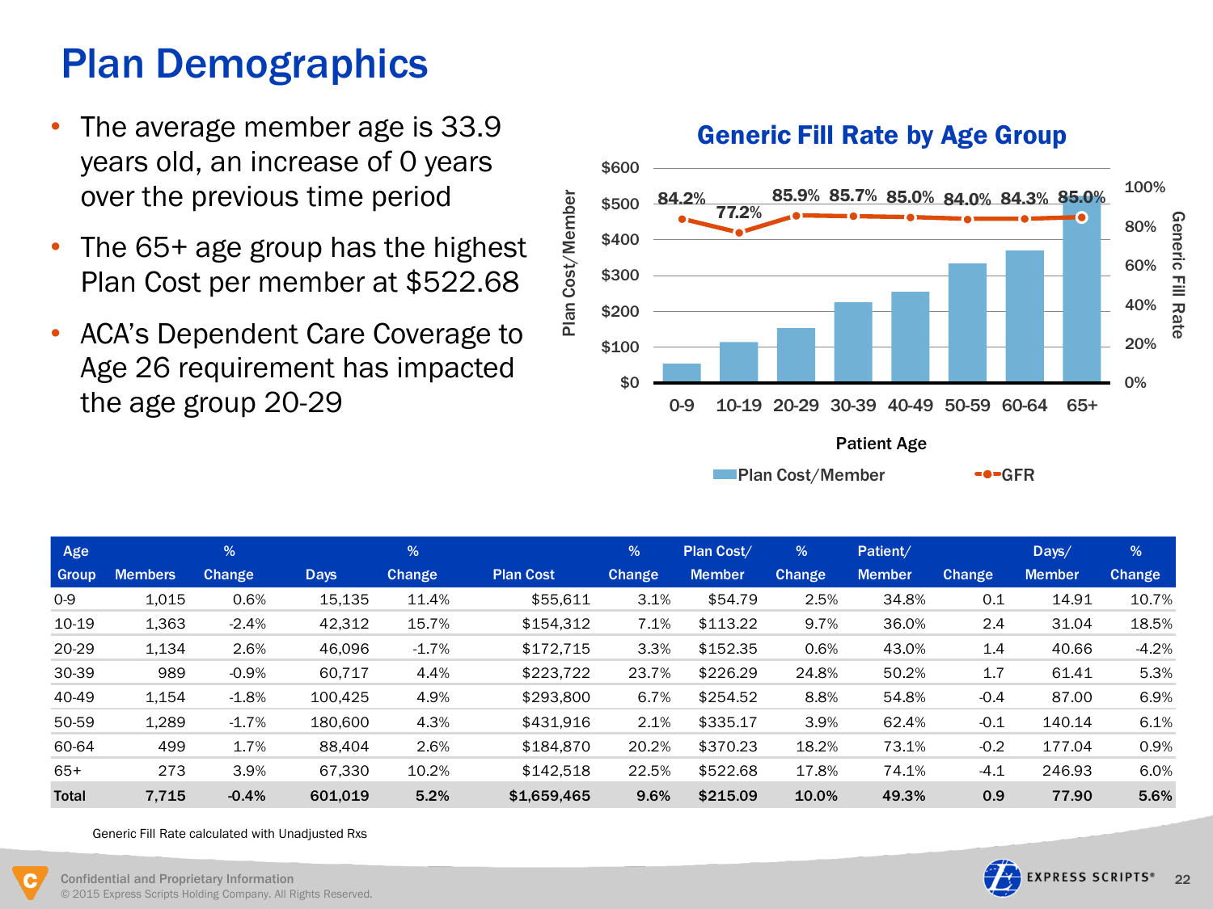# Plan Demographics

- The average member age is 33.9 years old, an increase of 0 years over the previous time period
- The 65+ age group has the highest Plan Cost per member at $522.68
- ACA's Dependent Care Coverage to Age 26 requirement has impacted the age group 20-29

**Generic Fill Rate by Age Group**

| Patient Age | 0-9 | 10-19 | 20-29 | 30-39 | 40-49 | 50-59 | 60-64 | 65+ |
|---|---|---|---|---|---|---|---|---|
| GFR | 84.2% | 77.2% | 85.9% | 85.7% | 85.0% | 84.0% | 84.3% | 85.0% |

| Age Group | Members | % Change | Days | % Change | Plan Cost | % Change | Plan Cost/ Member | % Change | Patient/ Member | Change | Days/ Member | % Change |
|---|---|---|---|---|---|---|---|---|---|---|---|---|
| 0-9 | 1,015 | 0.6% | 15,135 | 11.4% | $55,611 | 3.1% | $54.79 | 2.5% | 34.8% | 0.1 | 14.91 | 10.7% |
| 10-19 | 1,363 | -2.4% | 42,312 | 15.7% | $154,312 | 7.1% | $113.22 | 9.7% | 36.0% | 2.4 | 31.04 | 18.5% |
| 20-29 | 1,134 | 2.6% | 46,096 | -1.7% | $172,715 | 3.3% | $152.35 | 0.6% | 43.0% | 1.4 | 40.66 | -4.2% |
| 30-39 | 989 | -0.9% | 60,717 | 4.4% | $223,722 | 23.7% | $226.29 | 24.8% | 50.2% | 1.7 | 61.41 | 5.3% |
| 40-49 | 1,154 | -1.8% | 100,425 | 4.9% | $293,800 | 6.7% | $254.52 | 8.8% | 54.8% | -0.4 | 87.00 | 6.9% |
| 50-59 | 1,289 | -1.7% | 180,600 | 4.3% | $431,916 | 2.1% | $335.17 | 3.9% | 62.4% | -0.1 | 140.14 | 6.1% |
| 60-64 | 499 | 1.7% | 88,404 | 2.6% | $184,870 | 20.2% | $370.23 | 18.2% | 73.1% | -0.2 | 177.04 | 0.9% |
| 65+ | 273 | 3.9% | 67,330 | 10.2% | $142,518 | 22.5% | $522.68 | 17.8% | 74.1% | -4.1 | 246.93 | 6.0% |
| **Total** | **7,715** | **-0.4%** | **601,019** | **5.2%** | **$1,659,465** | **9.6%** | **$215.09** | **10.0%** | **49.3%** | **0.9** | **77.90** | **5.6%** |

Generic Fill Rate calculated with Unadjusted Rxs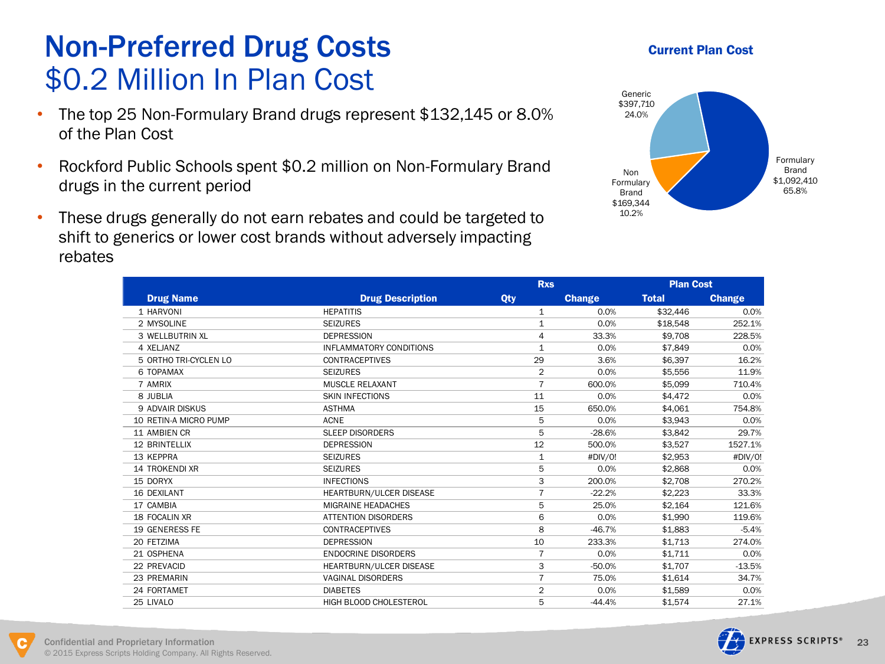# Non-Preferred Drug Costs
## $0.2 Million In Plan Cost

- The top 25 Non-Formulary Brand drugs represent $132,145 or 8.0% of the Plan Cost
- Rockford Public Schools spent $0.2 million on Non-Formulary Brand drugs in the current period
- These drugs generally do not earn rebates and could be targeted to shift to generics or lower cost brands without adversely impacting rebates

**Current Plan Cost**

- Generic $397,710 24.0%
- Non Formulary Brand $169,344 10.2%
- Formulary Brand $1,092,410 65.8%

| | | Rxs | | Plan Cost | |
|---|---|---|---|---|---|
| **Drug Name** | **Drug Description** | **Qty** | **Change** | **Total** | **Change** |
| 1 HARVONI | HEPATITIS | 1 | 0.0% | $32,446 | 0.0% |
| 2 MYSOLINE | SEIZURES | 1 | 0.0% | $18,548 | 252.1% |
| 3 WELLBUTRIN XL | DEPRESSION | 4 | 33.3% | $9,708 | 228.5% |
| 4 XELJANZ | INFLAMMATORY CONDITIONS | 1 | 0.0% | $7,849 | 0.0% |
| 5 ORTHO TRI-CYCLEN LO | CONTRACEPTIVES | 29 | 3.6% | $6,397 | 16.2% |
| 6 TOPAMAX | SEIZURES | 2 | 0.0% | $5,556 | 11.9% |
| 7 AMRIX | MUSCLE RELAXANT | 7 | 600.0% | $5,099 | 710.4% |
| 8 JUBLIA | SKIN INFECTIONS | 11 | 0.0% | $4,472 | 0.0% |
| 9 ADVAIR DISKUS | ASTHMA | 15 | 650.0% | $4,061 | 754.8% |
| 10 RETIN-A MICRO PUMP | ACNE | 5 | 0.0% | $3,943 | 0.0% |
| 11 AMBIEN CR | SLEEP DISORDERS | 5 | -28.6% | $3,842 | 29.7% |
| 12 BRINTELLIX | DEPRESSION | 12 | 500.0% | $3,527 | 1527.1% |
| 13 KEPPRA | SEIZURES | 1 | #DIV/0! | $2,953 | #DIV/0! |
| 14 TROKENDI XR | SEIZURES | 5 | 0.0% | $2,868 | 0.0% |
| 15 DORYX | INFECTIONS | 3 | 200.0% | $2,708 | 270.2% |
| 16 DEXILANT | HEARTBURN/ULCER DISEASE | 7 | -22.2% | $2,223 | 33.3% |
| 17 CAMBIA | MIGRAINE HEADACHES | 5 | 25.0% | $2,164 | 121.6% |
| 18 FOCALIN XR | ATTENTION DISORDERS | 6 | 0.0% | $1,990 | 119.6% |
| 19 GENERESS FE | CONTRACEPTIVES | 8 | -46.7% | $1,883 | -5.4% |
| 20 FETZIMA | DEPRESSION | 10 | 233.3% | $1,713 | 274.0% |
| 21 OSPHENA | ENDOCRINE DISORDERS | 7 | 0.0% | $1,711 | 0.0% |
| 22 PREVACID | HEARTBURN/ULCER DISEASE | 3 | -50.0% | $1,707 | -13.5% |
| 23 PREMARIN | VAGINAL DISORDERS | 7 | 75.0% | $1,614 | 34.7% |
| 24 FORTAMET | DIABETES | 2 | 0.0% | $1,589 | 0.0% |
| 25 LIVALO | HIGH BLOOD CHOLESTEROL | 5 | -44.4% | $1,574 | 27.1% |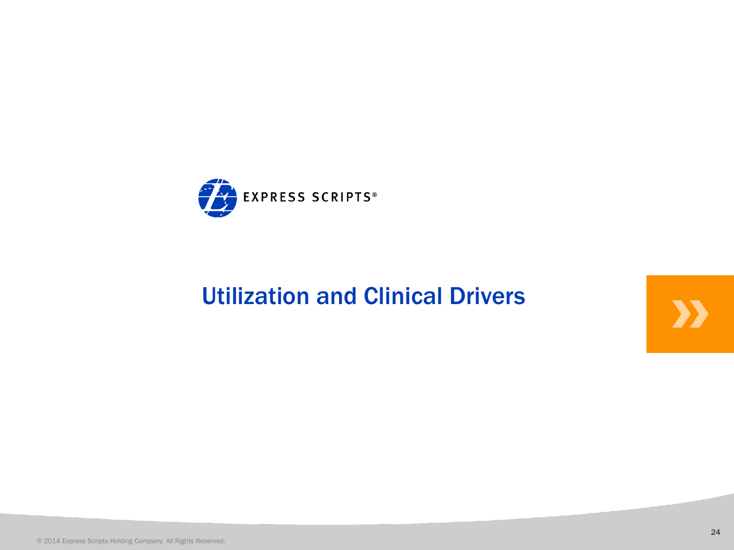EXPRESS SCRIPTS®

# Utilization and Clinical Drivers

© 2014 Express Scripts Holding Company. All Rights Reserved.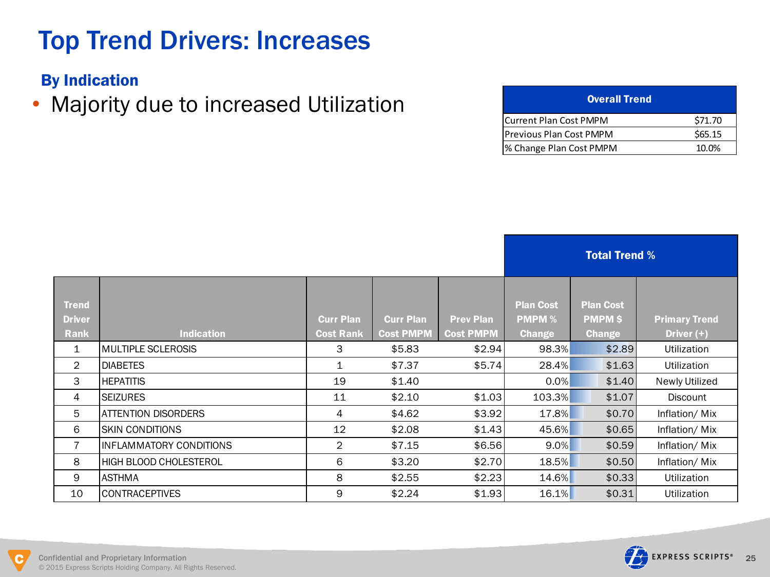# Top Trend Drivers: Increases

## By Indication

- Majority due to increased Utilization

| Overall Trend | |
|---|---|
| Current Plan Cost PMPM | $71.70 |
| Previous Plan Cost PMPM | $65.15 |
| % Change Plan Cost PMPM | 10.0% |

| | | | | | Total Trend % | | |
|---|---|---|---|---|---|---|---|
| Trend Driver Rank | Indication | Curr Plan Cost Rank | Curr Plan Cost PMPM | Prev Plan Cost PMPM | Plan Cost PMPM % Change | Plan Cost PMPM $ Change | Primary Trend Driver (+) |
| 1 | MULTIPLE SCLEROSIS | 3 | $5.83 | $2.94 | 98.3% | $2.89 | Utilization |
| 2 | DIABETES | 1 | $7.37 | $5.74 | 28.4% | $1.63 | Utilization |
| 3 | HEPATITIS | 19 | $1.40 | | 0.0% | $1.40 | Newly Utilized |
| 4 | SEIZURES | 11 | $2.10 | $1.03 | 103.3% | $1.07 | Discount |
| 5 | ATTENTION DISORDERS | 4 | $4.62 | $3.92 | 17.8% | $0.70 | Inflation/ Mix |
| 6 | SKIN CONDITIONS | 12 | $2.08 | $1.43 | 45.6% | $0.65 | Inflation/ Mix |
| 7 | INFLAMMATORY CONDITIONS | 2 | $7.15 | $6.56 | 9.0% | $0.59 | Inflation/ Mix |
| 8 | HIGH BLOOD CHOLESTEROL | 6 | $3.20 | $2.70 | 18.5% | $0.50 | Inflation/ Mix |
| 9 | ASTHMA | 8 | $2.55 | $2.23 | 14.6% | $0.33 | Utilization |
| 10 | CONTRACEPTIVES | 9 | $2.24 | $1.93 | 16.1% | $0.31 | Utilization |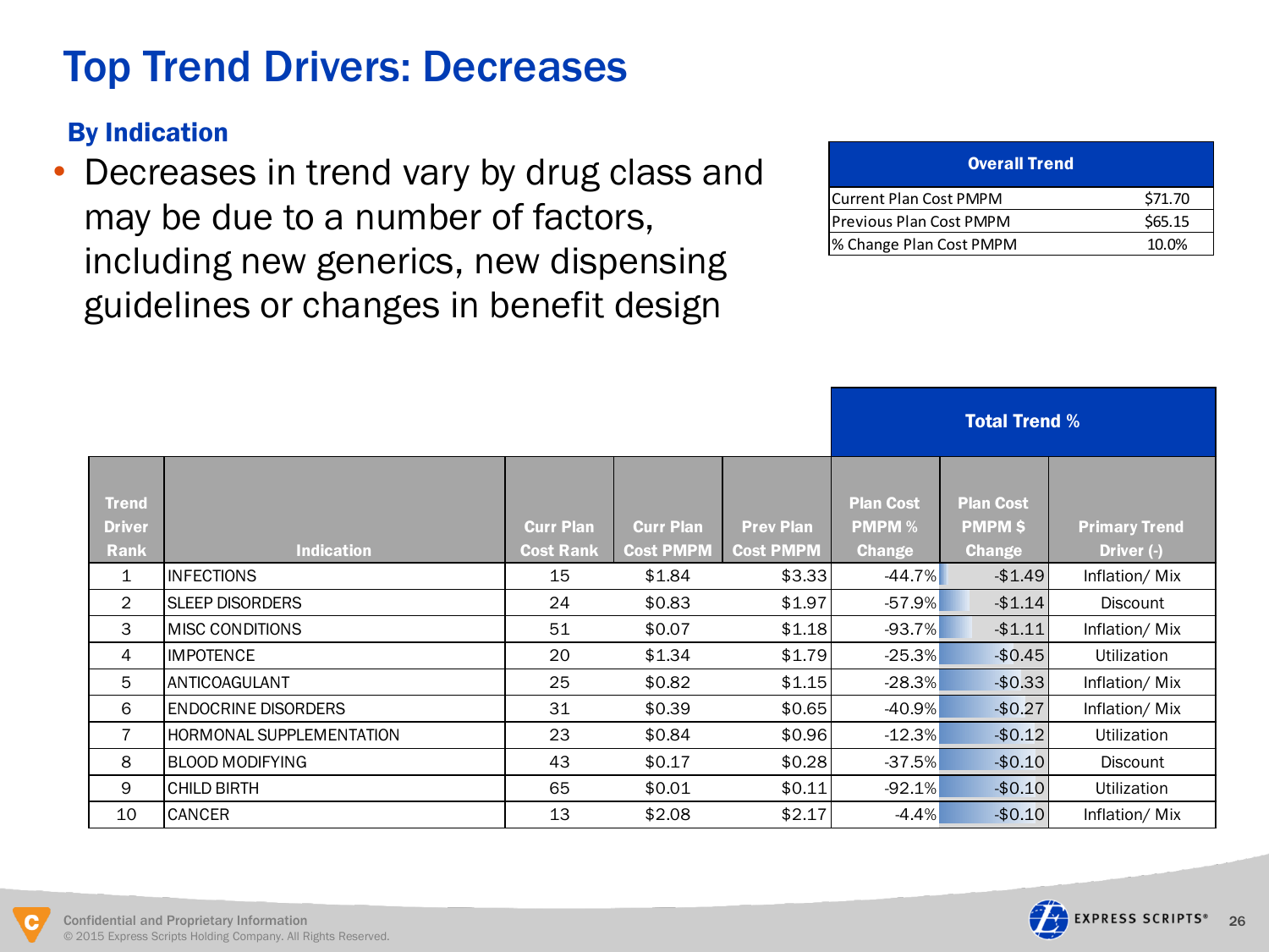# Top Trend Drivers: Decreases

### By Indication

- Decreases in trend vary by drug class and may be due to a number of factors, including new generics, new dispensing guidelines or changes in benefit design

| Overall Trend | |
|---|---|
| Current Plan Cost PMPM | $71.70 |
| Previous Plan Cost PMPM | $65.15 |
| % Change Plan Cost PMPM | 10.0% |

| | | | | | Total Trend % | | |
|---|---|---|---|---|---|---|---|
| Trend Driver Rank | Indication | Curr Plan Cost Rank | Curr Plan Cost PMPM | Prev Plan Cost PMPM | Plan Cost PMPM % Change | Plan Cost PMPM $ Change | Primary Trend Driver (-) |
| 1 | INFECTIONS | 15 | $1.84 | $3.33 | -44.7% | -$1.49 | Inflation/ Mix |
| 2 | SLEEP DISORDERS | 24 | $0.83 | $1.97 | -57.9% | -$1.14 | Discount |
| 3 | MISC CONDITIONS | 51 | $0.07 | $1.18 | -93.7% | -$1.11 | Inflation/ Mix |
| 4 | IMPOTENCE | 20 | $1.34 | $1.79 | -25.3% | -$0.45 | Utilization |
| 5 | ANTICOAGULANT | 25 | $0.82 | $1.15 | -28.3% | -$0.33 | Inflation/ Mix |
| 6 | ENDOCRINE DISORDERS | 31 | $0.39 | $0.65 | -40.9% | -$0.27 | Inflation/ Mix |
| 7 | HORMONAL SUPPLEMENTATION | 23 | $0.84 | $0.96 | -12.3% | -$0.12 | Utilization |
| 8 | BLOOD MODIFYING | 43 | $0.17 | $0.28 | -37.5% | -$0.10 | Discount |
| 9 | CHILD BIRTH | 65 | $0.01 | $0.11 | -92.1% | -$0.10 | Utilization |
| 10 | CANCER | 13 | $2.08 | $2.17 | -4.4% | -$0.10 | Inflation/ Mix |

Confidential and Proprietary Information
© 2015 Express Scripts Holding Company. All Rights Reserved.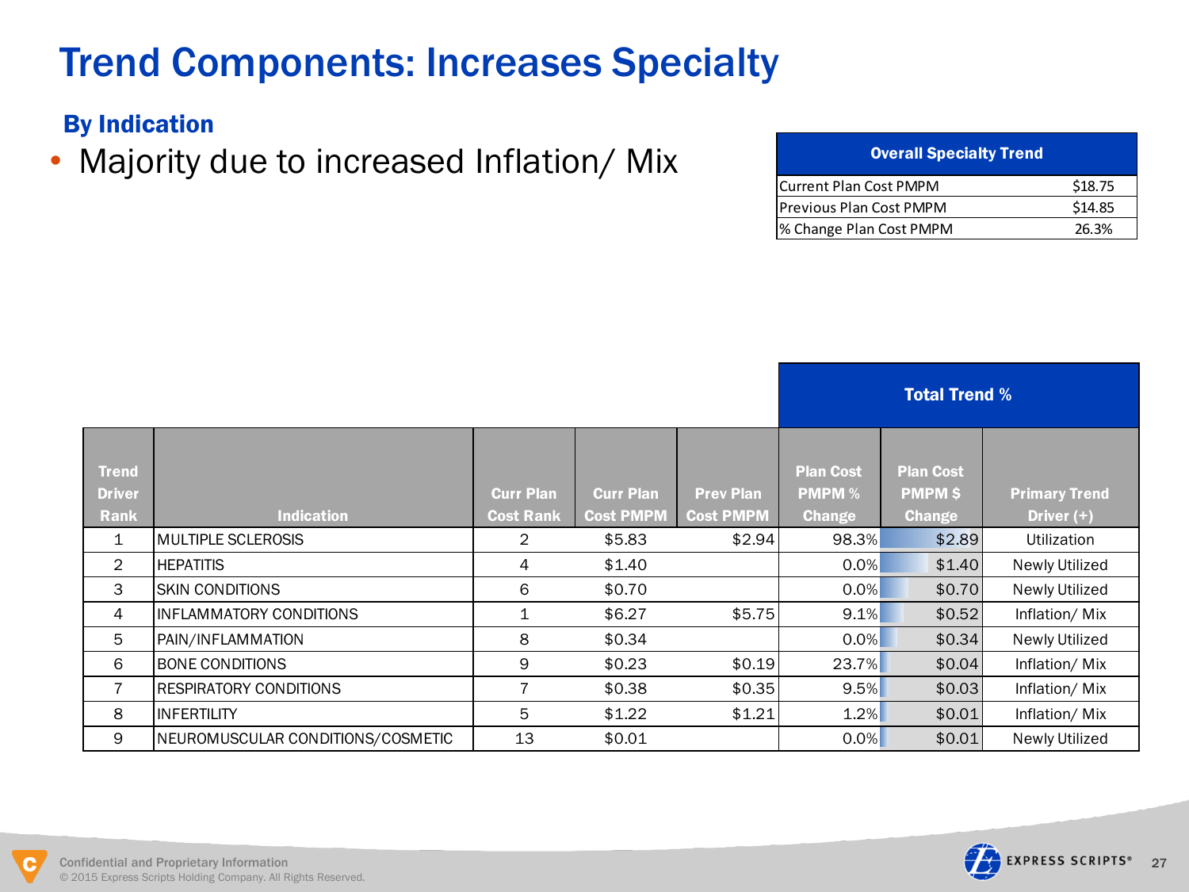# Trend Components: Increases Specialty

## By Indication

- Majority due to increased Inflation/ Mix

| Overall Specialty Trend | |
|---|---|
| Current Plan Cost PMPM | $18.75 |
| Previous Plan Cost PMPM | $14.85 |
| % Change Plan Cost PMPM | 26.3% |

| | | | | | Total Trend % | | |
|---|---|---|---|---|---|---|---|
| Trend Driver Rank | Indication | Curr Plan Cost Rank | Curr Plan Cost PMPM | Prev Plan Cost PMPM | Plan Cost PMPM % Change | Plan Cost PMPM $ Change | Primary Trend Driver (+) |
| 1 | MULTIPLE SCLEROSIS | 2 | $5.83 | $2.94 | 98.3% | $2.89 | Utilization |
| 2 | HEPATITIS | 4 | $1.40 | | 0.0% | $1.40 | Newly Utilized |
| 3 | SKIN CONDITIONS | 6 | $0.70 | | 0.0% | $0.70 | Newly Utilized |
| 4 | INFLAMMATORY CONDITIONS | 1 | $6.27 | $5.75 | 9.1% | $0.52 | Inflation/ Mix |
| 5 | PAIN/INFLAMMATION | 8 | $0.34 | | 0.0% | $0.34 | Newly Utilized |
| 6 | BONE CONDITIONS | 9 | $0.23 | $0.19 | 23.7% | $0.04 | Inflation/ Mix |
| 7 | RESPIRATORY CONDITIONS | 7 | $0.38 | $0.35 | 9.5% | $0.03 | Inflation/ Mix |
| 8 | INFERTILITY | 5 | $1.22 | $1.21 | 1.2% | $0.01 | Inflation/ Mix |
| 9 | NEUROMUSCULAR CONDITIONS/COSMETIC | 13 | $0.01 | | 0.0% | $0.01 | Newly Utilized |

Confidential and Proprietary Information
© 2015 Express Scripts Holding Company. All Rights Reserved.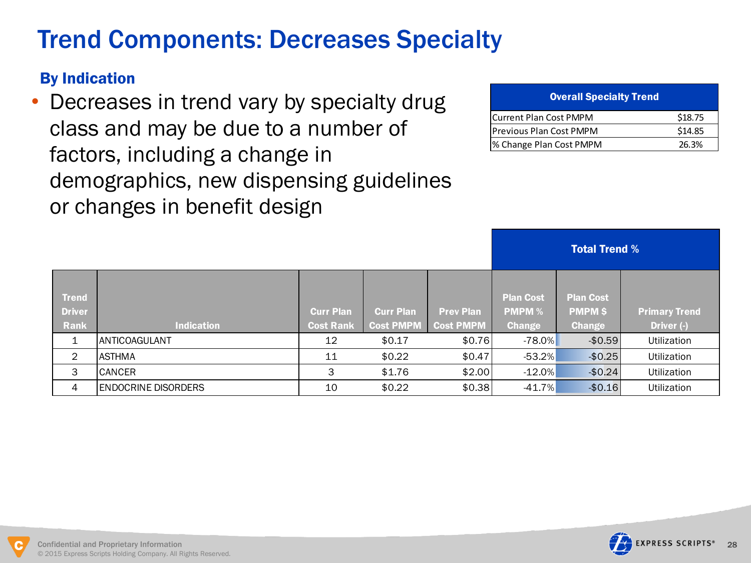# Trend Components: Decreases Specialty

### By Indication

- Decreases in trend vary by specialty drug class and may be due to a number of factors, including a change in demographics, new dispensing guidelines or changes in benefit design

| Overall Specialty Trend | |
|---|---|
| Current Plan Cost PMPM | $18.75 |
| Previous Plan Cost PMPM | $14.85 |
| % Change Plan Cost PMPM | 26.3% |

| | | | | | Total Trend % | | |
|---|---|---|---|---|---|---|---|
| Trend Driver Rank | Indication | Curr Plan Cost Rank | Curr Plan Cost PMPM | Prev Plan Cost PMPM | Plan Cost PMPM % Change | Plan Cost PMPM $ Change | Primary Trend Driver (-) |
| 1 | ANTICOAGULANT | 12 | $0.17 | $0.76 | -78.0% | -$0.59 | Utilization |
| 2 | ASTHMA | 11 | $0.22 | $0.47 | -53.2% | -$0.25 | Utilization |
| 3 | CANCER | 3 | $1.76 | $2.00 | -12.0% | -$0.24 | Utilization |
| 4 | ENDOCRINE DISORDERS | 10 | $0.22 | $0.38 | -41.7% | -$0.16 | Utilization |

Confidential and Proprietary Information
© 2015 Express Scripts Holding Company. All Rights Reserved.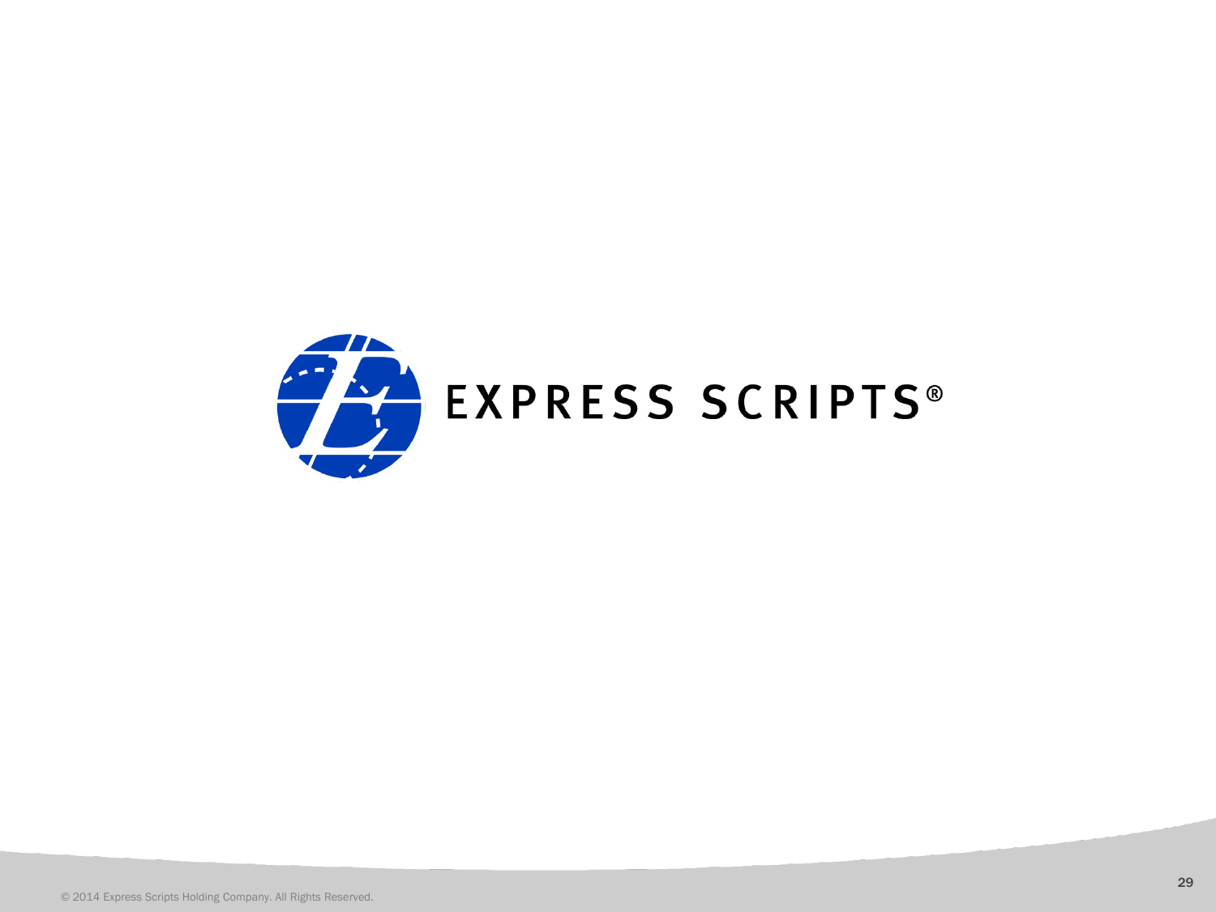EXPRESS SCRIPTS®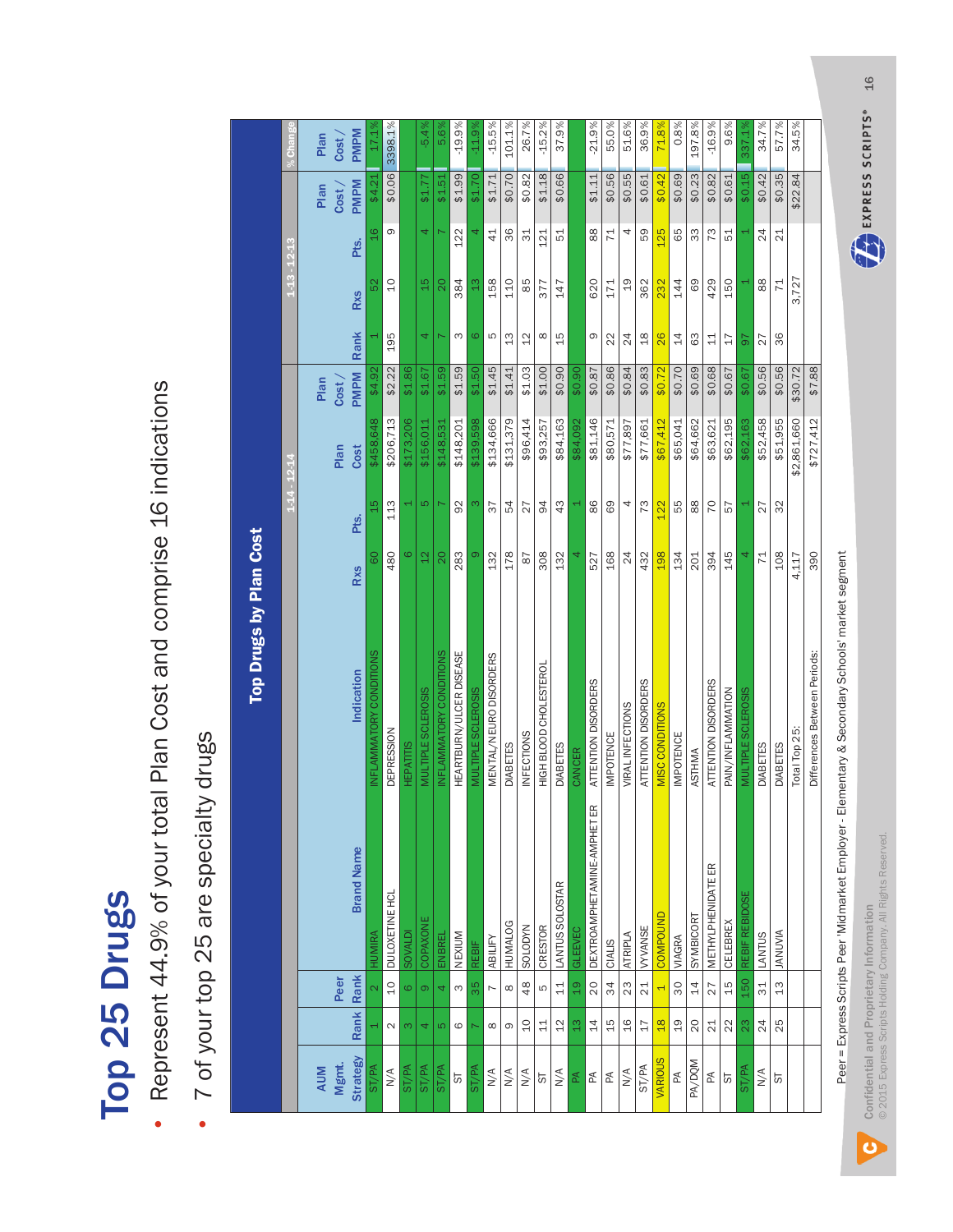# Top 25 Drugs

- Represent 44.9% of your total Plan Cost and comprise 16 indications
- 7 of your top 25 are specialty drugs

## Top Drugs by Plan Cost

| AUM Mgmt. Strategy | Rank | Peer Rank | Brand Name | Indication | 1-14 - 12-14 Rxs | 1-14 - 12-14 Pts. | 1-14 - 12-14 Plan Cost | 1-14 - 12-14 Plan Cost / PMPM | 1-13 - 12-13 Rank | 1-13 - 12-13 Rxs | 1-13 - 12-13 Pts. | 1-13 - 12-13 Plan Cost / PMPM | % Change Plan Cost / PMPM |
|---|---|---|---|---|---|---|---|---|---|---|---|---|---|
| ST/PA | 1 | 2 | HUMIRA | INFLAMMATORY CONDITIONS | 60 | 15 | $458,648 | $4.92 | 1 | 52 | 16 | $4.21 | 17.1% |
| N/A | 2 | 10 | DULOXETINE HCL | DEPRESSION | 480 | 113 | $206,713 | $2.22 | 195 | 10 | 9 | $0.06 | 3398.1% |
| ST/PA | 3 | 6 | SOVALDI | HEPATITIS | 6 | 1 | $173,206 | $1.86 | | | | | |
| ST/PA | 4 | 9 | COPAXONE | MULTIPLE SCLEROSIS | 12 | 5 | $156,011 | $1.67 | 4 | 15 | 4 | $1.77 | -5.4% |
| ST/PA | 5 | 4 | ENBREL | INFLAMMATORY CONDITIONS | 20 | 7 | $148,531 | $1.59 | 7 | 20 | 7 | $1.51 | 5.6% |
| ST | 6 | 3 | NEXIUM | HEARTBURN/ULCER DISEASE | 283 | 92 | $148,201 | $1.59 | 3 | 384 | 122 | $1.99 | -19.9% |
| ST/PA | 7 | 35 | REBIF | MULTIPLE SCLEROSIS | 9 | 3 | $139,598 | $1.50 | 6 | 13 | 4 | $1.70 | -11.9% |
| N/A | 8 | 7 | ABILIFY | MENTAL/NEURO DISORDERS | 132 | 37 | $134,666 | $1.45 | 5 | 158 | 41 | $1.71 | -15.5% |
| N/A | 9 | 8 | HUMALOG | DIABETES | 178 | 54 | $131,379 | $1.41 | 13 | 110 | 36 | $0.70 | 101.1% |
| N/A | 10 | 48 | SOLODYN | INFECTIONS | 87 | 27 | $96,414 | $1.03 | 12 | 85 | 31 | $0.82 | 26.7% |
| ST | 11 | 5 | CRESTOR | HIGH BLOOD CHOLESTEROL | 308 | 94 | $93,257 | $1.00 | 8 | 377 | 121 | $1.18 | -15.2% |
| N/A | 12 | 11 | LANTUS SOLOSTAR | DIABETES | 132 | 43 | $84,163 | $0.90 | 15 | 147 | 51 | $0.66 | 37.9% |
| PA | 13 | 19 | GLEEVEC | CANCER | 4 | 1 | $84,092 | $0.90 | | | | | |
| PA | 14 | 20 | DEXTROAMPHETAMINE-AMPHET ER | ATTENTION DISORDERS | 527 | 86 | $81,146 | $0.87 | 9 | 620 | 88 | $1.11 | -21.9% |
| PA | 15 | 34 | CIALIS | IMPOTENCE | 168 | 69 | $80,571 | $0.86 | 22 | 171 | 71 | $0.56 | 55.0% |
| N/A | 16 | 23 | ATRIPLA | VIRAL INFECTIONS | 24 | 4 | $77,897 | $0.84 | 24 | 19 | 4 | $0.55 | 51.6% |
| ST/PA | 17 | 21 | VYVANSE | ATTENTION DISORDERS | 432 | 73 | $77,661 | $0.83 | 18 | 362 | 59 | $0.61 | 36.9% |
| VARIOUS | 18 | 1 | COMPOUND | MISC CONDITIONS | 198 | 122 | $67,412 | $0.72 | 26 | 232 | 125 | $0.42 | 71.8% |
| PA | 19 | 30 | VIAGRA | IMPOTENCE | 134 | 55 | $65,041 | $0.70 | 14 | 144 | 65 | $0.69 | 0.8% |
| PA/DQM | 20 | 14 | SYMBICORT | ASTHMA | 201 | 88 | $64,662 | $0.69 | 63 | 69 | 33 | $0.23 | 197.8% |
| PA | 21 | 27 | METHYLPHENIDATE ER | ATTENTION DISORDERS | 394 | 70 | $63,621 | $0.68 | 11 | 429 | 73 | $0.82 | -16.9% |
| ST | 22 | 15 | CELEBREX | PAIN/INFLAMMATION | 145 | 57 | $62,195 | $0.67 | 17 | 150 | 51 | $0.61 | 9.6% |
| ST/PA | 23 | 150 | REBIF REBIDOSE | MULTIPLE SCLEROSIS | 4 | 1 | $62,163 | $0.67 | 97 | 1 | 1 | $0.15 | 337.1% |
| N/A | 24 | 31 | LANTUS | DIABETES | 71 | 27 | $52,458 | $0.56 | 27 | 88 | 24 | $0.42 | 34.7% |
| ST | 25 | 13 | JANUVIA | DIABETES | 108 | 32 | $51,955 | $0.56 | 36 | 71 | 21 | $0.35 | 57.7% |
| | | | | Total Top 25: | 4,117 | | $2,861,660 | $30.72 | | 3,727 | | $22.84 | 34.5% |
| | | | | Differences Between Periods: | 390 | | $727,412 | $7.88 | | | | | |

Peer = Express Scripts Peer 'Midmarket Employer - Elementary & Secondary Schools' market segment

Confidential and Proprietary Information
© 2015 Express Scripts Holding Company. All Rights Reserved.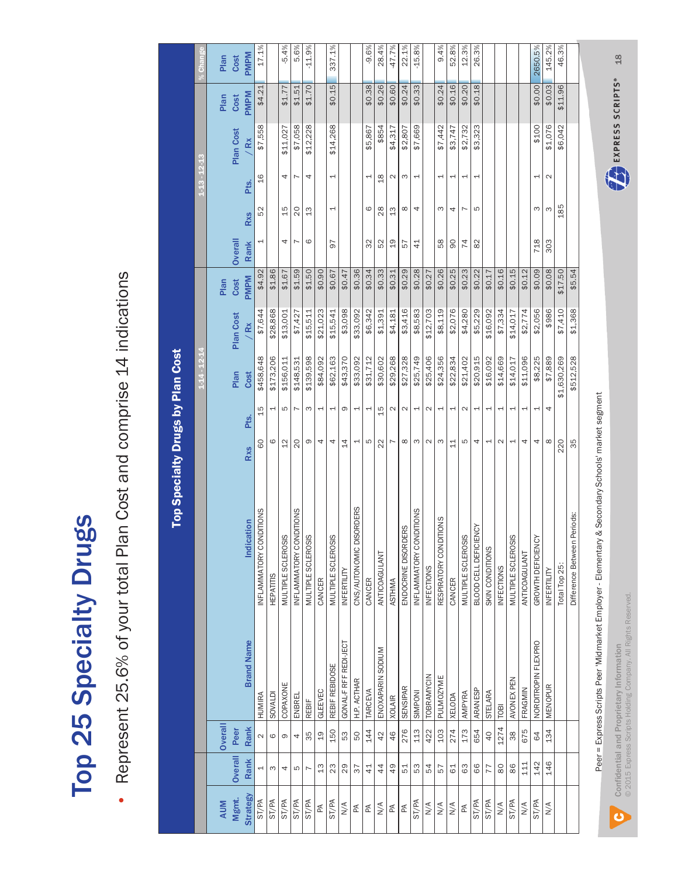# Top 25 Specialty Drugs

- Represent 25.6% of your total Plan Cost and comprise 14 indications

**Top Specialty Drugs by Plan Cost**

| | | | | | 1-14 - 12-14 | | | | | 1-13 - 12-13 | | | | | % Change |
|---|---|---|---|---|---|---|---|---|---|---|---|---|---|---|---|
| AUM Mgmt. Strategy | Overall Rank | Overall Peer Rank | Brand Name | Indication | Rxs | Pts. | Plan Cost | Plan Cost / Rx | Plan Cost PMPM | Overall Rank | Rxs | Pts. | Plan Cost / Rx | Plan Cost PMPM | Plan Cost PMPM |
| ST/PA | 1 | 2 | HUMIRA | INFLAMMATORY CONDITIONS | 60 | 15 | $458,648 | $7,644 | $4.92 | 1 | 52 | 16 | $7,558 | $4.21 | 17.1% |
| ST/PA | 3 | 6 | SOVALDI | HEPATITIS | 6 | 1 | $173,206 | $28,868 | $1.86 | | | | | | |
| ST/PA | 4 | 9 | COPAXONE | MULTIPLE SCLEROSIS | 12 | 5 | $156,011 | $13,001 | $1.67 | 4 | 15 | 4 | $11,027 | $1.77 | -5.4% |
| ST/PA | 5 | 4 | ENBREL | INFLAMMATORY CONDITIONS | 20 | 7 | $148,531 | $7,427 | $1.59 | 7 | 20 | 7 | $7,058 | $1.51 | 5.6% |
| ST/PA | 7 | 35 | REBIF | MULTIPLE SCLEROSIS | 9 | 3 | $139,598 | $15,511 | $1.50 | 6 | 13 | 4 | $12,228 | $1.70 | -11.9% |
| PA | 13 | 19 | GLEEVEC | CANCER | 4 | 1 | $84,092 | $21,023 | $0.90 | | | | | | |
| ST/PA | 23 | 150 | REBIF REBIDOSE | MULTIPLE SCLEROSIS | 4 | 1 | $62,163 | $15,541 | $0.67 | 97 | 1 | 1 | $14,268 | $0.15 | 337.1% |
| N/A | 29 | 53 | GONAL-F RFF REDI-JECT | INFERTILITY | 14 | 9 | $43,370 | $3,098 | $0.47 | | | | | | |
| PA | 37 | 50 | H.P. ACTHAR | CNS/AUTONOMIC DISORDERS | 1 | 1 | $33,092 | $33,092 | $0.36 | | | | | | |
| PA | 41 | 144 | TARCEVA | CANCER | 5 | 1 | $31,712 | $6,342 | $0.34 | 32 | 6 | 1 | $5,867 | $0.38 | -9.6% |
| N/A | 44 | 42 | ENOXAPARIN SODIUM | ANTICOAGULANT | 22 | 15 | $30,602 | $1,391 | $0.33 | 52 | 28 | 18 | $854 | $0.26 | 28.4% |
| PA | 49 | 46 | XOLAIR | ASTHMA | 7 | 2 | $29,268 | $4,181 | $0.31 | 19 | 13 | 2 | $4,317 | $0.60 | -47.7% |
| PA | 51 | 276 | SENSIPAR | ENDOCRINE DISORDERS | 8 | 2 | $27,328 | $3,416 | $0.29 | 57 | 8 | 3 | $2,807 | $0.24 | 22.1% |
| ST/PA | 53 | 113 | SIMPONI | INFLAMMATORY CONDITIONS | 3 | 1 | $25,749 | $8,583 | $0.28 | 41 | 4 | 1 | $7,669 | $0.33 | -15.8% |
| N/A | 54 | 422 | TOBRAMYCIN | INFECTIONS | 2 | 2 | $25,406 | $12,703 | $0.27 | | | | | | |
| N/A | 57 | 103 | PULMOZYME | RESPIRATORY CONDITIONS | 3 | 1 | $24,356 | $8,119 | $0.26 | 58 | 3 | 1 | $7,442 | $0.24 | 9.4% |
| N/A | 61 | 274 | XELODA | CANCER | 11 | 1 | $22,834 | $2,076 | $0.25 | 90 | 4 | 1 | $3,747 | $0.16 | 52.8% |
| PA | 63 | 173 | AMPYRA | MULTIPLE SCLEROSIS | 5 | 2 | $21,402 | $4,280 | $0.23 | 74 | 7 | 1 | $2,732 | $0.20 | 12.3% |
| ST/PA | 66 | 654 | ARANESP | BLOOD CELL DEFICIENCY | 4 | 1 | $20,915 | $5,229 | $0.22 | 82 | 5 | 1 | $3,323 | $0.18 | 26.3% |
| ST/PA | 77 | 40 | STELARA | SKIN CONDITIONS | 1 | 1 | $16,092 | $16,092 | $0.17 | | | | | | |
| N/A | 80 | 1274 | TOBI | INFECTIONS | 2 | 1 | $14,669 | $7,334 | $0.16 | | | | | | |
| ST/PA | 86 | 38 | AVONEX PEN | MULTIPLE SCLEROSIS | 1 | 1 | $14,017 | $14,017 | $0.15 | | | | | | |
| N/A | 111 | 675 | FRAGMIN | ANTICOAGULANT | 4 | 1 | $11,096 | $2,774 | $0.12 | | | | | | |
| ST/PA | 142 | 64 | NORDITROPIN FLEXPRO | GROWTH DEFICIENCY | 4 | 1 | $8,225 | $2,056 | $0.09 | 718 | 3 | 1 | $100 | $0.00 | 2650.5% |
| N/A | 146 | 134 | MENOPUR | INFERTILITY | 8 | 4 | $7,889 | $986 | $0.08 | 303 | 3 | 2 | $1,076 | $0.03 | 145.2% |
| | | | | Total Top 25: | 220 | | $1,630,269 | $7,410 | $17.50 | | 185 | | $6,042 | $11.96 | 46.3% |
| | | | | Difference Between Periods: | 35 | | $512,528 | $1,368 | $5.54 | | | | | | |

Peer = Express Scripts Peer 'Midmarket Employer - Elementary & Secondary Schools' market segment